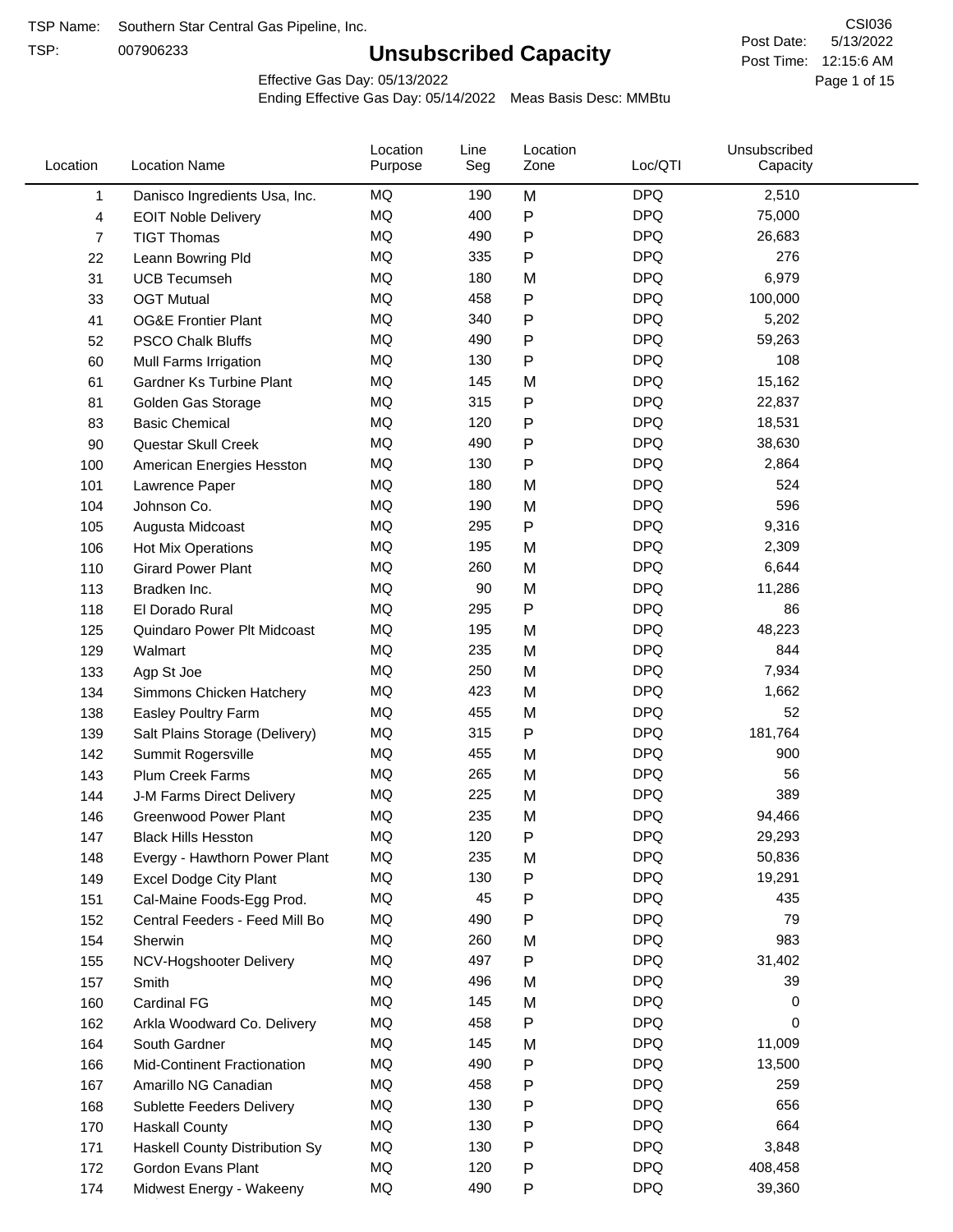TSP Name: Southern Star Central Gas Pipeline, Inc.

TSP: 007906233

# Unsubscribed Capacity

CSI036

Post Date: 5/13/2022

Post Time: 12:15:6 AM

Effective Gas Day: 05/13/2022

Ending Effective Gas Day: 05/14/2022 Meas Basis Desc: MMBtu

| Location | Location Name | Location Purpose | Line Seg | Location Zone | Loc/QTI | Unsubscribed Capacity |
|---|---|---|---|---|---|---|
| 1 | Danisco Ingredients Usa, Inc. | MQ | 190 | M | DPQ | 2,510 |
| 4 | EOIT Noble Delivery | MQ | 400 | P | DPQ | 75,000 |
| 7 | TIGT Thomas | MQ | 490 | P | DPQ | 26,683 |
| 22 | Leann Bowring Pld | MQ | 335 | P | DPQ | 276 |
| 31 | UCB Tecumseh | MQ | 180 | M | DPQ | 6,979 |
| 33 | OGT Mutual | MQ | 458 | P | DPQ | 100,000 |
| 41 | OG&E Frontier Plant | MQ | 340 | P | DPQ | 5,202 |
| 52 | PSCO Chalk Bluffs | MQ | 490 | P | DPQ | 59,263 |
| 60 | Mull Farms Irrigation | MQ | 130 | P | DPQ | 108 |
| 61 | Gardner Ks Turbine Plant | MQ | 145 | M | DPQ | 15,162 |
| 81 | Golden Gas Storage | MQ | 315 | P | DPQ | 22,837 |
| 83 | Basic Chemical | MQ | 120 | P | DPQ | 18,531 |
| 90 | Questar Skull Creek | MQ | 490 | P | DPQ | 38,630 |
| 100 | American Energies Hesston | MQ | 130 | P | DPQ | 2,864 |
| 101 | Lawrence Paper | MQ | 180 | M | DPQ | 524 |
| 104 | Johnson Co. | MQ | 190 | M | DPQ | 596 |
| 105 | Augusta Midcoast | MQ | 295 | P | DPQ | 9,316 |
| 106 | Hot Mix Operations | MQ | 195 | M | DPQ | 2,309 |
| 110 | Girard Power Plant | MQ | 260 | M | DPQ | 6,644 |
| 113 | Bradken Inc. | MQ | 90 | M | DPQ | 11,286 |
| 118 | El Dorado Rural | MQ | 295 | P | DPQ | 86 |
| 125 | Quindaro Power Plt Midcoast | MQ | 195 | M | DPQ | 48,223 |
| 129 | Walmart | MQ | 235 | M | DPQ | 844 |
| 133 | Agp St Joe | MQ | 250 | M | DPQ | 7,934 |
| 134 | Simmons Chicken Hatchery | MQ | 423 | M | DPQ | 1,662 |
| 138 | Easley Poultry Farm | MQ | 455 | M | DPQ | 52 |
| 139 | Salt Plains Storage (Delivery) | MQ | 315 | P | DPQ | 181,764 |
| 142 | Summit Rogersville | MQ | 455 | M | DPQ | 900 |
| 143 | Plum Creek Farms | MQ | 265 | M | DPQ | 56 |
| 144 | J-M Farms Direct Delivery | MQ | 225 | M | DPQ | 389 |
| 146 | Greenwood Power Plant | MQ | 235 | M | DPQ | 94,466 |
| 147 | Black Hills Hesston | MQ | 120 | P | DPQ | 29,293 |
| 148 | Evergy - Hawthorn Power Plant | MQ | 235 | M | DPQ | 50,836 |
| 149 | Excel Dodge City Plant | MQ | 130 | P | DPQ | 19,291 |
| 151 | Cal-Maine Foods-Egg Prod. | MQ | 45 | P | DPQ | 435 |
| 152 | Central Feeders - Feed Mill Bo | MQ | 490 | P | DPQ | 79 |
| 154 | Sherwin | MQ | 260 | M | DPQ | 983 |
| 155 | NCV-Hogshooter Delivery | MQ | 497 | P | DPQ | 31,402 |
| 157 | Smith | MQ | 496 | M | DPQ | 39 |
| 160 | Cardinal FG | MQ | 145 | M | DPQ | 0 |
| 162 | Arkla Woodward Co. Delivery | MQ | 458 | P | DPQ | 0 |
| 164 | South Gardner | MQ | 145 | M | DPQ | 11,009 |
| 166 | Mid-Continent Fractionation | MQ | 490 | P | DPQ | 13,500 |
| 167 | Amarillo NG Canadian | MQ | 458 | P | DPQ | 259 |
| 168 | Sublette Feeders Delivery | MQ | 130 | P | DPQ | 656 |
| 170 | Haskall County | MQ | 130 | P | DPQ | 664 |
| 171 | Haskall County Distribution Sy | MQ | 130 | P | DPQ | 3,848 |
| 172 | Gordon Evans Plant | MQ | 120 | P | DPQ | 408,458 |
| 174 | Midwest Energy - Wakeeny | MQ | 490 | P | DPQ | 39,360 |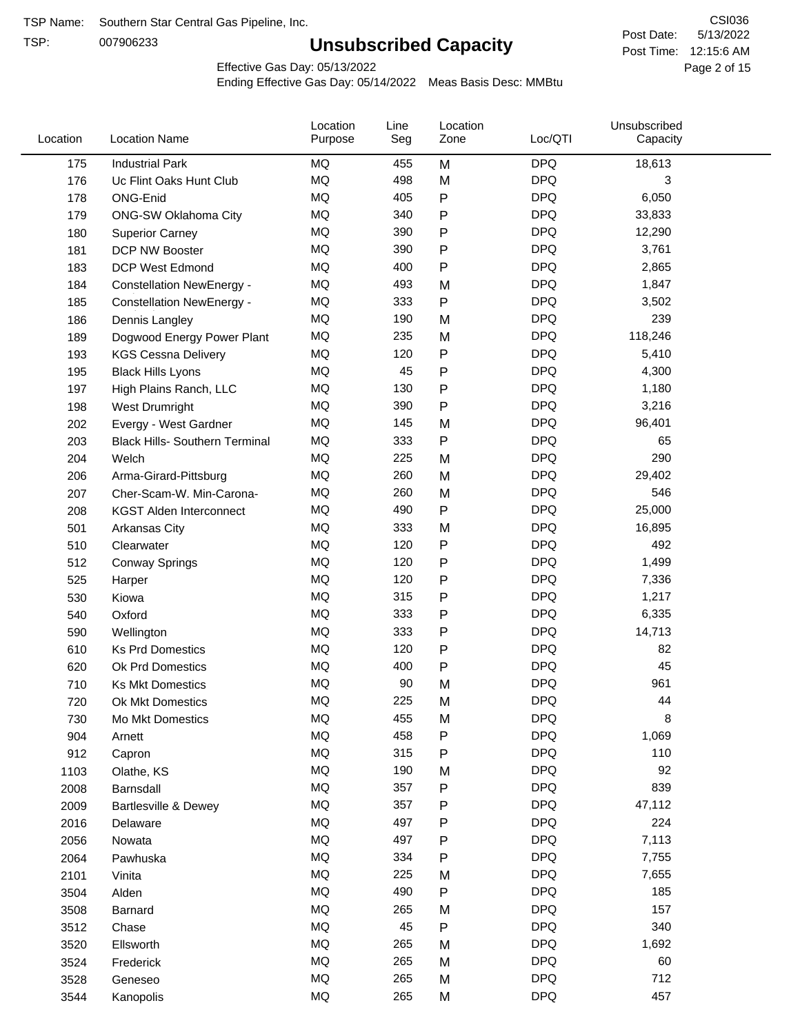TSP Name: Southern Star Central Gas Pipeline, Inc.

TSP: 007906233

# Unsubscribed Capacity

CSI036

Post Date: 5/13/2022

Post Time: 12:15:6 AM

Effective Gas Day: 05/13/2022

Ending Effective Gas Day: 05/14/2022 Meas Basis Desc: MMBtu

| Location | Location Name | Location Purpose | Line Seg | Location Zone | Loc/QTI | Unsubscribed Capacity |
|---|---|---|---|---|---|---|
| 175 | Industrial Park | MQ | 455 | M | DPQ | 18,613 |
| 176 | Uc Flint Oaks Hunt Club | MQ | 498 | M | DPQ | 3 |
| 178 | ONG-Enid | MQ | 405 | P | DPQ | 6,050 |
| 179 | ONG-SW Oklahoma City | MQ | 340 | P | DPQ | 33,833 |
| 180 | Superior Carney | MQ | 390 | P | DPQ | 12,290 |
| 181 | DCP NW Booster | MQ | 390 | P | DPQ | 3,761 |
| 183 | DCP West Edmond | MQ | 400 | P | DPQ | 2,865 |
| 184 | Constellation NewEnergy - | MQ | 493 | M | DPQ | 1,847 |
| 185 | Constellation NewEnergy - | MQ | 333 | P | DPQ | 3,502 |
| 186 | Dennis Langley | MQ | 190 | M | DPQ | 239 |
| 189 | Dogwood Energy Power Plant | MQ | 235 | M | DPQ | 118,246 |
| 193 | KGS Cessna Delivery | MQ | 120 | P | DPQ | 5,410 |
| 195 | Black Hills Lyons | MQ | 45 | P | DPQ | 4,300 |
| 197 | High Plains Ranch, LLC | MQ | 130 | P | DPQ | 1,180 |
| 198 | West Drumright | MQ | 390 | P | DPQ | 3,216 |
| 202 | Evergy - West Gardner | MQ | 145 | M | DPQ | 96,401 |
| 203 | Black Hills- Southern Terminal | MQ | 333 | P | DPQ | 65 |
| 204 | Welch | MQ | 225 | M | DPQ | 290 |
| 206 | Arma-Girard-Pittsburg | MQ | 260 | M | DPQ | 29,402 |
| 207 | Cher-Scam-W. Min-Carona- | MQ | 260 | M | DPQ | 546 |
| 208 | KGST Alden Interconnect | MQ | 490 | P | DPQ | 25,000 |
| 501 | Arkansas City | MQ | 333 | M | DPQ | 16,895 |
| 510 | Clearwater | MQ | 120 | P | DPQ | 492 |
| 512 | Conway Springs | MQ | 120 | P | DPQ | 1,499 |
| 525 | Harper | MQ | 120 | P | DPQ | 7,336 |
| 530 | Kiowa | MQ | 315 | P | DPQ | 1,217 |
| 540 | Oxford | MQ | 333 | P | DPQ | 6,335 |
| 590 | Wellington | MQ | 333 | P | DPQ | 14,713 |
| 610 | Ks Prd Domestics | MQ | 120 | P | DPQ | 82 |
| 620 | Ok Prd Domestics | MQ | 400 | P | DPQ | 45 |
| 710 | Ks Mkt Domestics | MQ | 90 | M | DPQ | 961 |
| 720 | Ok Mkt Domestics | MQ | 225 | M | DPQ | 44 |
| 730 | Mo Mkt Domestics | MQ | 455 | M | DPQ | 8 |
| 904 | Arnett | MQ | 458 | P | DPQ | 1,069 |
| 912 | Capron | MQ | 315 | P | DPQ | 110 |
| 1103 | Olathe, KS | MQ | 190 | M | DPQ | 92 |
| 2008 | Barnsdall | MQ | 357 | P | DPQ | 839 |
| 2009 | Bartlesville & Dewey | MQ | 357 | P | DPQ | 47,112 |
| 2016 | Delaware | MQ | 497 | P | DPQ | 224 |
| 2056 | Nowata | MQ | 497 | P | DPQ | 7,113 |
| 2064 | Pawhuska | MQ | 334 | P | DPQ | 7,755 |
| 2101 | Vinita | MQ | 225 | M | DPQ | 7,655 |
| 3504 | Alden | MQ | 490 | P | DPQ | 185 |
| 3508 | Barnard | MQ | 265 | M | DPQ | 157 |
| 3512 | Chase | MQ | 45 | P | DPQ | 340 |
| 3520 | Ellsworth | MQ | 265 | M | DPQ | 1,692 |
| 3524 | Frederick | MQ | 265 | M | DPQ | 60 |
| 3528 | Geneseo | MQ | 265 | M | DPQ | 712 |
| 3544 | Kanopolis | MQ | 265 | M | DPQ | 457 |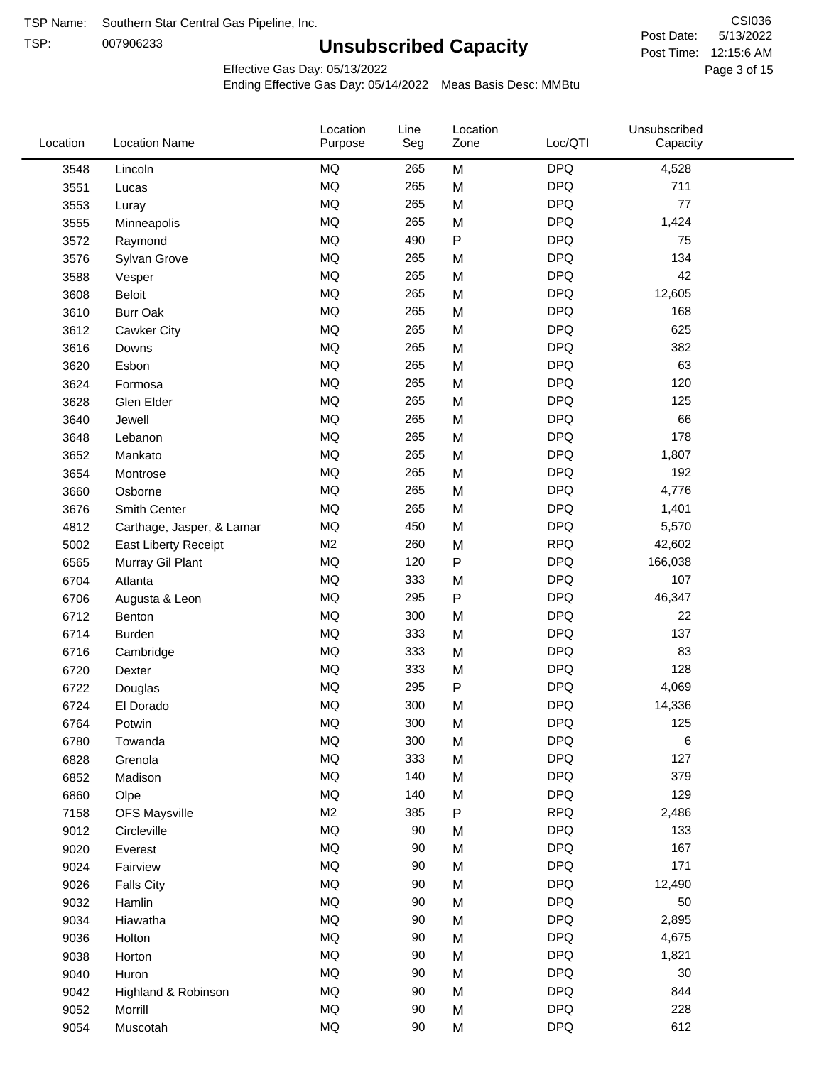TSP Name: Southern Star Central Gas Pipeline, Inc.

TSP: 007906233

# Unsubscribed Capacity

CSI036

Post Date: 5/13/2022

Post Time: 12:15:6 AM

Effective Gas Day: 05/13/2022

Ending Effective Gas Day: 05/14/2022 Meas Basis Desc: MMBtu

| Location | Location Name | Location Purpose | Line Seg | Location Zone | Loc/QTI | Unsubscribed Capacity |
|---|---|---|---|---|---|---|
| 3548 | Lincoln | MQ | 265 | M | DPQ | 4,528 |
| 3551 | Lucas | MQ | 265 | M | DPQ | 711 |
| 3553 | Luray | MQ | 265 | M | DPQ | 77 |
| 3555 | Minneapolis | MQ | 265 | M | DPQ | 1,424 |
| 3572 | Raymond | MQ | 490 | P | DPQ | 75 |
| 3576 | Sylvan Grove | MQ | 265 | M | DPQ | 134 |
| 3588 | Vesper | MQ | 265 | M | DPQ | 42 |
| 3608 | Beloit | MQ | 265 | M | DPQ | 12,605 |
| 3610 | Burr Oak | MQ | 265 | M | DPQ | 168 |
| 3612 | Cawker City | MQ | 265 | M | DPQ | 625 |
| 3616 | Downs | MQ | 265 | M | DPQ | 382 |
| 3620 | Esbon | MQ | 265 | M | DPQ | 63 |
| 3624 | Formosa | MQ | 265 | M | DPQ | 120 |
| 3628 | Glen Elder | MQ | 265 | M | DPQ | 125 |
| 3640 | Jewell | MQ | 265 | M | DPQ | 66 |
| 3648 | Lebanon | MQ | 265 | M | DPQ | 178 |
| 3652 | Mankato | MQ | 265 | M | DPQ | 1,807 |
| 3654 | Montrose | MQ | 265 | M | DPQ | 192 |
| 3660 | Osborne | MQ | 265 | M | DPQ | 4,776 |
| 3676 | Smith Center | MQ | 265 | M | DPQ | 1,401 |
| 4812 | Carthage, Jasper, & Lamar | MQ | 450 | M | DPQ | 5,570 |
| 5002 | East Liberty Receipt | M2 | 260 | M | RPQ | 42,602 |
| 6565 | Murray Gil Plant | MQ | 120 | P | DPQ | 166,038 |
| 6704 | Atlanta | MQ | 333 | M | DPQ | 107 |
| 6706 | Augusta & Leon | MQ | 295 | P | DPQ | 46,347 |
| 6712 | Benton | MQ | 300 | M | DPQ | 22 |
| 6714 | Burden | MQ | 333 | M | DPQ | 137 |
| 6716 | Cambridge | MQ | 333 | M | DPQ | 83 |
| 6720 | Dexter | MQ | 333 | M | DPQ | 128 |
| 6722 | Douglas | MQ | 295 | P | DPQ | 4,069 |
| 6724 | El Dorado | MQ | 300 | M | DPQ | 14,336 |
| 6764 | Potwin | MQ | 300 | M | DPQ | 125 |
| 6780 | Towanda | MQ | 300 | M | DPQ | 6 |
| 6828 | Grenola | MQ | 333 | M | DPQ | 127 |
| 6852 | Madison | MQ | 140 | M | DPQ | 379 |
| 6860 | Olpe | MQ | 140 | M | DPQ | 129 |
| 7158 | OFS Maysville | M2 | 385 | P | RPQ | 2,486 |
| 9012 | Circleville | MQ | 90 | M | DPQ | 133 |
| 9020 | Everest | MQ | 90 | M | DPQ | 167 |
| 9024 | Fairview | MQ | 90 | M | DPQ | 171 |
| 9026 | Falls City | MQ | 90 | M | DPQ | 12,490 |
| 9032 | Hamlin | MQ | 90 | M | DPQ | 50 |
| 9034 | Hiawatha | MQ | 90 | M | DPQ | 2,895 |
| 9036 | Holton | MQ | 90 | M | DPQ | 4,675 |
| 9038 | Horton | MQ | 90 | M | DPQ | 1,821 |
| 9040 | Huron | MQ | 90 | M | DPQ | 30 |
| 9042 | Highland & Robinson | MQ | 90 | M | DPQ | 844 |
| 9052 | Morrill | MQ | 90 | M | DPQ | 228 |
| 9054 | Muscotah | MQ | 90 | M | DPQ | 612 |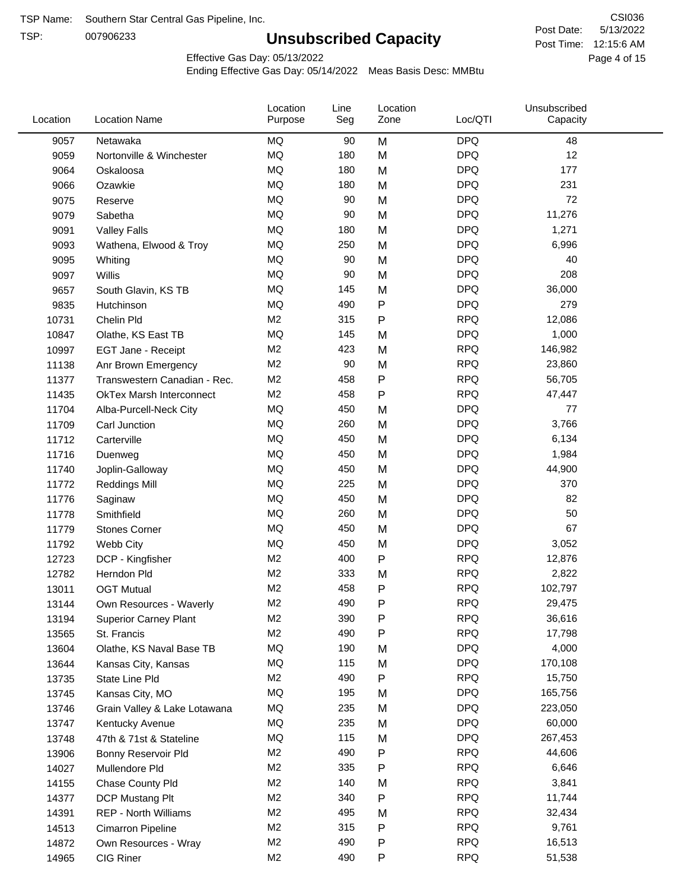TSP Name: Southern Star Central Gas Pipeline, Inc.

TSP: 007906233

# Unsubscribed Capacity

CSI036

Post Date: 5/13/2022

Post Time: 12:15:6 AM

Effective Gas Day: 05/13/2022

Ending Effective Gas Day: 05/14/2022 Meas Basis Desc: MMBtu

| Location | Location Name | Location Purpose | Line Seg | Location Zone | Loc/QTI | Unsubscribed Capacity |
|---|---|---|---|---|---|---|
| 9057 | Netawaka | MQ | 90 | M | DPQ | 48 |
| 9059 | Nortonville & Winchester | MQ | 180 | M | DPQ | 12 |
| 9064 | Oskaloosa | MQ | 180 | M | DPQ | 177 |
| 9066 | Ozawkie | MQ | 180 | M | DPQ | 231 |
| 9075 | Reserve | MQ | 90 | M | DPQ | 72 |
| 9079 | Sabetha | MQ | 90 | M | DPQ | 11,276 |
| 9091 | Valley Falls | MQ | 180 | M | DPQ | 1,271 |
| 9093 | Wathena, Elwood & Troy | MQ | 250 | M | DPQ | 6,996 |
| 9095 | Whiting | MQ | 90 | M | DPQ | 40 |
| 9097 | Willis | MQ | 90 | M | DPQ | 208 |
| 9657 | South Glavin, KS TB | MQ | 145 | M | DPQ | 36,000 |
| 9835 | Hutchinson | MQ | 490 | P | DPQ | 279 |
| 10731 | Chelin Pld | M2 | 315 | P | RPQ | 12,086 |
| 10847 | Olathe, KS East TB | MQ | 145 | M | DPQ | 1,000 |
| 10997 | EGT Jane - Receipt | M2 | 423 | M | RPQ | 146,982 |
| 11138 | Anr Brown Emergency | M2 | 90 | M | RPQ | 23,860 |
| 11377 | Transwestern Canadian - Rec. | M2 | 458 | P | RPQ | 56,705 |
| 11435 | OkTex Marsh Interconnect | M2 | 458 | P | RPQ | 47,447 |
| 11704 | Alba-Purcell-Neck City | MQ | 450 | M | DPQ | 77 |
| 11709 | Carl Junction | MQ | 260 | M | DPQ | 3,766 |
| 11712 | Carterville | MQ | 450 | M | DPQ | 6,134 |
| 11716 | Duenweg | MQ | 450 | M | DPQ | 1,984 |
| 11740 | Joplin-Galloway | MQ | 450 | M | DPQ | 44,900 |
| 11772 | Reddings Mill | MQ | 225 | M | DPQ | 370 |
| 11776 | Saginaw | MQ | 450 | M | DPQ | 82 |
| 11778 | Smithfield | MQ | 260 | M | DPQ | 50 |
| 11779 | Stones Corner | MQ | 450 | M | DPQ | 67 |
| 11792 | Webb City | MQ | 450 | M | DPQ | 3,052 |
| 12723 | DCP - Kingfisher | M2 | 400 | P | RPQ | 12,876 |
| 12782 | Herndon Pld | M2 | 333 | M | RPQ | 2,822 |
| 13011 | OGT Mutual | M2 | 458 | P | RPQ | 102,797 |
| 13144 | Own Resources - Waverly | M2 | 490 | P | RPQ | 29,475 |
| 13194 | Superior Carney Plant | M2 | 390 | P | RPQ | 36,616 |
| 13565 | St. Francis | M2 | 490 | P | RPQ | 17,798 |
| 13604 | Olathe, KS Naval Base TB | MQ | 190 | M | DPQ | 4,000 |
| 13644 | Kansas City, Kansas | MQ | 115 | M | DPQ | 170,108 |
| 13735 | State Line Pld | M2 | 490 | P | RPQ | 15,750 |
| 13745 | Kansas City, MO | MQ | 195 | M | DPQ | 165,756 |
| 13746 | Grain Valley & Lake Lotawana | MQ | 235 | M | DPQ | 223,050 |
| 13747 | Kentucky Avenue | MQ | 235 | M | DPQ | 60,000 |
| 13748 | 47th & 71st & Stateline | MQ | 115 | M | DPQ | 267,453 |
| 13906 | Bonny Reservoir Pld | M2 | 490 | P | RPQ | 44,606 |
| 14027 | Mullendore Pld | M2 | 335 | P | RPQ | 6,646 |
| 14155 | Chase County Pld | M2 | 140 | M | RPQ | 3,841 |
| 14377 | DCP Mustang Plt | M2 | 340 | P | RPQ | 11,744 |
| 14391 | REP - North Williams | M2 | 495 | M | RPQ | 32,434 |
| 14513 | Cimarron Pipeline | M2 | 315 | P | RPQ | 9,761 |
| 14872 | Own Resources - Wray | M2 | 490 | P | RPQ | 16,513 |
| 14965 | CIG Riner | M2 | 490 | P | RPQ | 51,538 |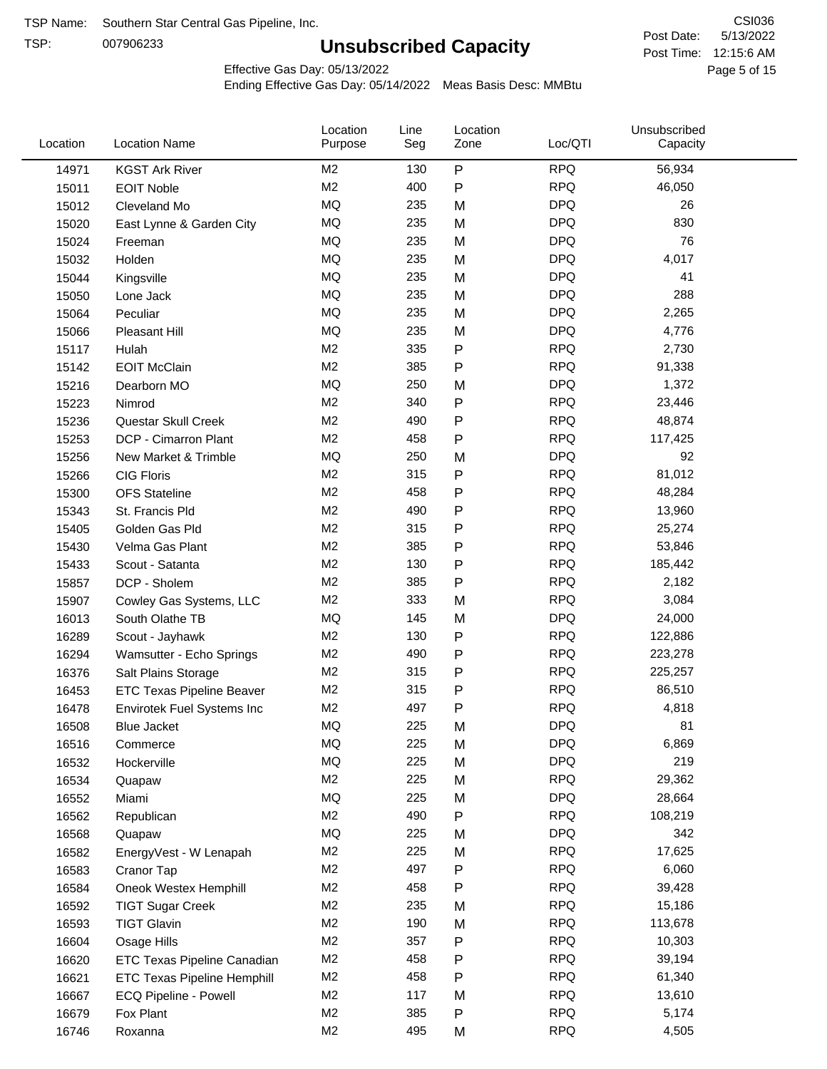TSP Name: Southern Star Central Gas Pipeline, Inc.

TSP: 007906233

# Unsubscribed Capacity

CSI036

Post Date: 5/13/2022

Post Time: 12:15:6 AM

Effective Gas Day: 05/13/2022

Ending Effective Gas Day: 05/14/2022 Meas Basis Desc: MMBtu

| Location | Location Name | Location Purpose | Line Seg | Location Zone | Loc/QTI | Unsubscribed Capacity |
|---|---|---|---|---|---|---|
| 14971 | KGST Ark River | M2 | 130 | P | RPQ | 56,934 |
| 15011 | EOIT Noble | M2 | 400 | P | RPQ | 46,050 |
| 15012 | Cleveland Mo | MQ | 235 | M | DPQ | 26 |
| 15020 | East Lynne & Garden City | MQ | 235 | M | DPQ | 830 |
| 15024 | Freeman | MQ | 235 | M | DPQ | 76 |
| 15032 | Holden | MQ | 235 | M | DPQ | 4,017 |
| 15044 | Kingsville | MQ | 235 | M | DPQ | 41 |
| 15050 | Lone Jack | MQ | 235 | M | DPQ | 288 |
| 15064 | Peculiar | MQ | 235 | M | DPQ | 2,265 |
| 15066 | Pleasant Hill | MQ | 235 | M | DPQ | 4,776 |
| 15117 | Hulah | M2 | 335 | P | RPQ | 2,730 |
| 15142 | EOIT McClain | M2 | 385 | P | RPQ | 91,338 |
| 15216 | Dearborn MO | MQ | 250 | M | DPQ | 1,372 |
| 15223 | Nimrod | M2 | 340 | P | RPQ | 23,446 |
| 15236 | Questar Skull Creek | M2 | 490 | P | RPQ | 48,874 |
| 15253 | DCP - Cimarron Plant | M2 | 458 | P | RPQ | 117,425 |
| 15256 | New Market & Trimble | MQ | 250 | M | DPQ | 92 |
| 15266 | CIG Floris | M2 | 315 | P | RPQ | 81,012 |
| 15300 | OFS Stateline | M2 | 458 | P | RPQ | 48,284 |
| 15343 | St. Francis Pld | M2 | 490 | P | RPQ | 13,960 |
| 15405 | Golden Gas Pld | M2 | 315 | P | RPQ | 25,274 |
| 15430 | Velma Gas Plant | M2 | 385 | P | RPQ | 53,846 |
| 15433 | Scout - Satanta | M2 | 130 | P | RPQ | 185,442 |
| 15857 | DCP - Sholem | M2 | 385 | P | RPQ | 2,182 |
| 15907 | Cowley Gas Systems, LLC | M2 | 333 | M | RPQ | 3,084 |
| 16013 | South Olathe TB | MQ | 145 | M | DPQ | 24,000 |
| 16289 | Scout - Jayhawk | M2 | 130 | P | RPQ | 122,886 |
| 16294 | Wamsutter - Echo Springs | M2 | 490 | P | RPQ | 223,278 |
| 16376 | Salt Plains Storage | M2 | 315 | P | RPQ | 225,257 |
| 16453 | ETC Texas Pipeline Beaver | M2 | 315 | P | RPQ | 86,510 |
| 16478 | Envirotek Fuel Systems Inc | M2 | 497 | P | RPQ | 4,818 |
| 16508 | Blue Jacket | MQ | 225 | M | DPQ | 81 |
| 16516 | Commerce | MQ | 225 | M | DPQ | 6,869 |
| 16532 | Hockerville | MQ | 225 | M | DPQ | 219 |
| 16534 | Quapaw | M2 | 225 | M | RPQ | 29,362 |
| 16552 | Miami | MQ | 225 | M | DPQ | 28,664 |
| 16562 | Republican | M2 | 490 | P | RPQ | 108,219 |
| 16568 | Quapaw | MQ | 225 | M | DPQ | 342 |
| 16582 | EnergyVest - W Lenapah | M2 | 225 | M | RPQ | 17,625 |
| 16583 | Cranor Tap | M2 | 497 | P | RPQ | 6,060 |
| 16584 | Oneok Westex Hemphill | M2 | 458 | P | RPQ | 39,428 |
| 16592 | TIGT Sugar Creek | M2 | 235 | M | RPQ | 15,186 |
| 16593 | TIGT Glavin | M2 | 190 | M | RPQ | 113,678 |
| 16604 | Osage Hills | M2 | 357 | P | RPQ | 10,303 |
| 16620 | ETC Texas Pipeline Canadian | M2 | 458 | P | RPQ | 39,194 |
| 16621 | ETC Texas Pipeline Hemphill | M2 | 458 | P | RPQ | 61,340 |
| 16667 | ECQ Pipeline - Powell | M2 | 117 | M | RPQ | 13,610 |
| 16679 | Fox Plant | M2 | 385 | P | RPQ | 5,174 |
| 16746 | Roxanna | M2 | 495 | M | RPQ | 4,505 |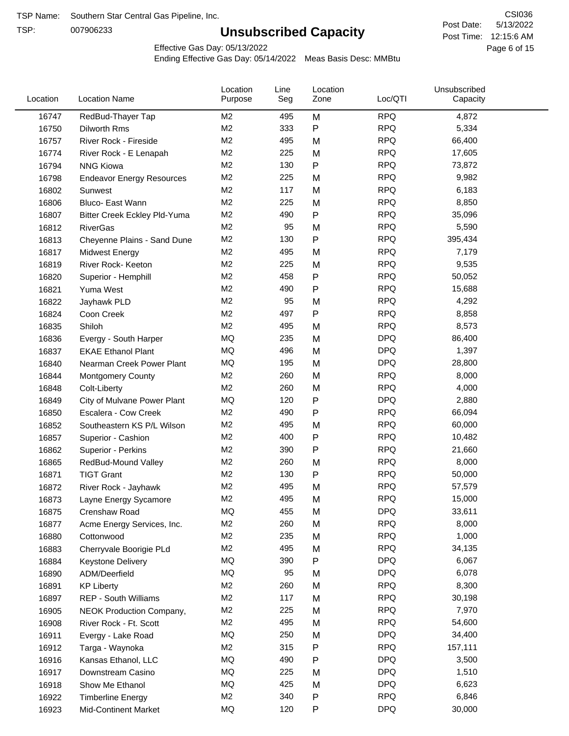TSP Name: Southern Star Central Gas Pipeline, Inc.

TSP: 007906233

# Unsubscribed Capacity

CSI036

Post Date: 5/13/2022

Post Time: 12:15:6 AM

Effective Gas Day: 05/13/2022

Ending Effective Gas Day: 05/14/2022 Meas Basis Desc: MMBtu

| Location | Location Name | Location Purpose | Line Seg | Location Zone | Loc/QTI | Unsubscribed Capacity |
|---|---|---|---|---|---|---|
| 16747 | RedBud-Thayer Tap | M2 | 495 | M | RPQ | 4,872 |
| 16750 | Dilworth Rms | M2 | 333 | P | RPQ | 5,334 |
| 16757 | River Rock - Fireside | M2 | 495 | M | RPQ | 66,400 |
| 16774 | River Rock - E Lenapah | M2 | 225 | M | RPQ | 17,605 |
| 16794 | NNG Kiowa | M2 | 130 | P | RPQ | 73,872 |
| 16798 | Endeavor Energy Resources | M2 | 225 | M | RPQ | 9,982 |
| 16802 | Sunwest | M2 | 117 | M | RPQ | 6,183 |
| 16806 | Bluco- East Wann | M2 | 225 | M | RPQ | 8,850 |
| 16807 | Bitter Creek Eckley Pld-Yuma | M2 | 490 | P | RPQ | 35,096 |
| 16812 | RiverGas | M2 | 95 | M | RPQ | 5,590 |
| 16813 | Cheyenne Plains - Sand Dune | M2 | 130 | P | RPQ | 395,434 |
| 16817 | Midwest Energy | M2 | 495 | M | RPQ | 7,179 |
| 16819 | River Rock- Keeton | M2 | 225 | M | RPQ | 9,535 |
| 16820 | Superior - Hemphill | M2 | 458 | P | RPQ | 50,052 |
| 16821 | Yuma West | M2 | 490 | P | RPQ | 15,688 |
| 16822 | Jayhawk PLD | M2 | 95 | M | RPQ | 4,292 |
| 16824 | Coon Creek | M2 | 497 | P | RPQ | 8,858 |
| 16835 | Shiloh | M2 | 495 | M | RPQ | 8,573 |
| 16836 | Evergy - South Harper | MQ | 235 | M | DPQ | 86,400 |
| 16837 | EKAE Ethanol Plant | MQ | 496 | M | DPQ | 1,397 |
| 16840 | Nearman Creek Power Plant | MQ | 195 | M | DPQ | 28,800 |
| 16844 | Montgomery County | M2 | 260 | M | RPQ | 8,000 |
| 16848 | Colt-Liberty | M2 | 260 | M | RPQ | 4,000 |
| 16849 | City of Mulvane Power Plant | MQ | 120 | P | DPQ | 2,880 |
| 16850 | Escalera - Cow Creek | M2 | 490 | P | RPQ | 66,094 |
| 16852 | Southeastern KS P/L Wilson | M2 | 495 | M | RPQ | 60,000 |
| 16857 | Superior - Cashion | M2 | 400 | P | RPQ | 10,482 |
| 16862 | Superior - Perkins | M2 | 390 | P | RPQ | 21,660 |
| 16865 | RedBud-Mound Valley | M2 | 260 | M | RPQ | 8,000 |
| 16871 | TIGT Grant | M2 | 130 | P | RPQ | 50,000 |
| 16872 | River Rock - Jayhawk | M2 | 495 | M | RPQ | 57,579 |
| 16873 | Layne Energy Sycamore | M2 | 495 | M | RPQ | 15,000 |
| 16875 | Crenshaw Road | MQ | 455 | M | DPQ | 33,611 |
| 16877 | Acme Energy Services, Inc. | M2 | 260 | M | RPQ | 8,000 |
| 16880 | Cottonwood | M2 | 235 | M | RPQ | 1,000 |
| 16883 | Cherryvale Boorigie PLd | M2 | 495 | M | RPQ | 34,135 |
| 16884 | Keystone Delivery | MQ | 390 | P | DPQ | 6,067 |
| 16890 | ADM/Deerfield | MQ | 95 | M | DPQ | 6,078 |
| 16891 | KP Liberty | M2 | 260 | M | RPQ | 8,300 |
| 16897 | REP - South Williams | M2 | 117 | M | RPQ | 30,198 |
| 16905 | NEOK Production Company, | M2 | 225 | M | RPQ | 7,970 |
| 16908 | River Rock - Ft. Scott | M2 | 495 | M | RPQ | 54,600 |
| 16911 | Evergy - Lake Road | MQ | 250 | M | DPQ | 34,400 |
| 16912 | Targa - Waynoka | M2 | 315 | P | RPQ | 157,111 |
| 16916 | Kansas Ethanol, LLC | MQ | 490 | P | DPQ | 3,500 |
| 16917 | Downstream Casino | MQ | 225 | M | DPQ | 1,510 |
| 16918 | Show Me Ethanol | MQ | 425 | M | DPQ | 6,623 |
| 16922 | Timberline Energy | M2 | 340 | P | RPQ | 6,846 |
| 16923 | Mid-Continent Market | MQ | 120 | P | DPQ | 30,000 |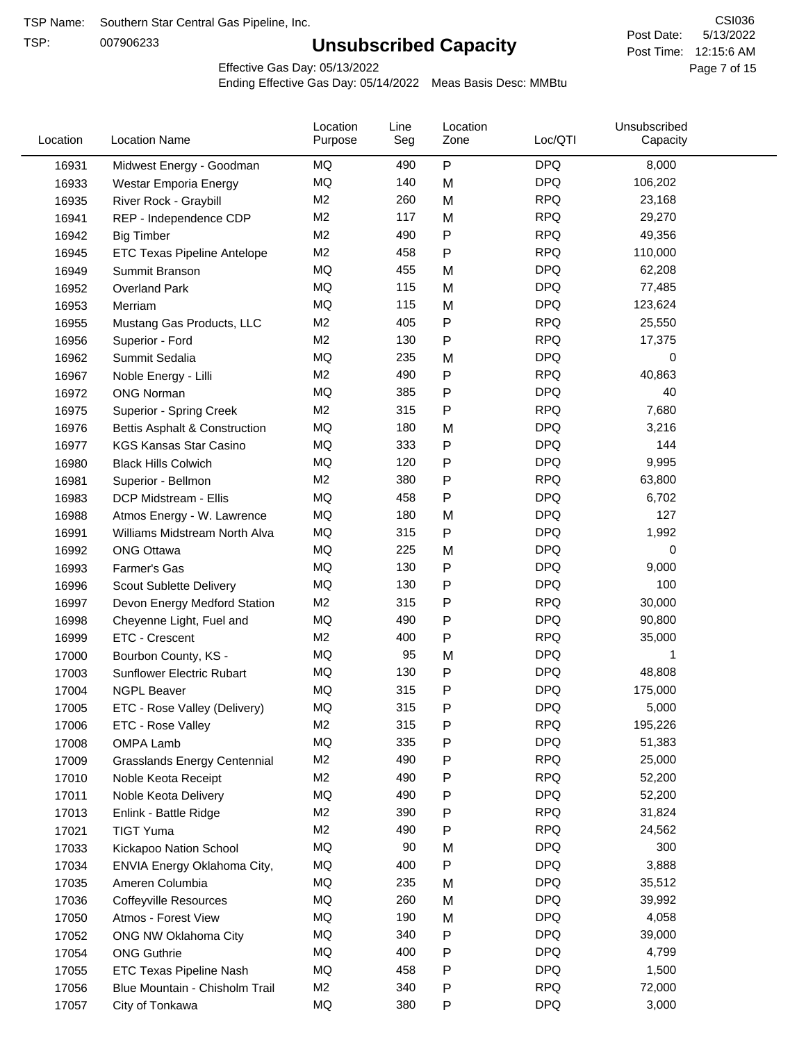TSP Name: Southern Star Central Gas Pipeline, Inc.

TSP: 007906233

# Unsubscribed Capacity

CSI036

Post Date: 5/13/2022

Post Time: 12:15:6 AM

Effective Gas Day: 05/13/2022

Ending Effective Gas Day: 05/14/2022 Meas Basis Desc: MMBtu

| Location | Location Name | Location Purpose | Line Seg | Location Zone | Loc/QTI | Unsubscribed Capacity |
|---|---|---|---|---|---|---|
| 16931 | Midwest Energy - Goodman | MQ | 490 | P | DPQ | 8,000 |
| 16933 | Westar Emporia Energy | MQ | 140 | M | DPQ | 106,202 |
| 16935 | River Rock - Graybill | M2 | 260 | M | RPQ | 23,168 |
| 16941 | REP - Independence CDP | M2 | 117 | M | RPQ | 29,270 |
| 16942 | Big Timber | M2 | 490 | P | RPQ | 49,356 |
| 16945 | ETC Texas Pipeline Antelope | M2 | 458 | P | RPQ | 110,000 |
| 16949 | Summit Branson | MQ | 455 | M | DPQ | 62,208 |
| 16952 | Overland Park | MQ | 115 | M | DPQ | 77,485 |
| 16953 | Merriam | MQ | 115 | M | DPQ | 123,624 |
| 16955 | Mustang Gas Products, LLC | M2 | 405 | P | RPQ | 25,550 |
| 16956 | Superior - Ford | M2 | 130 | P | RPQ | 17,375 |
| 16962 | Summit Sedalia | MQ | 235 | M | DPQ | 0 |
| 16967 | Noble Energy - Lilli | M2 | 490 | P | RPQ | 40,863 |
| 16972 | ONG Norman | MQ | 385 | P | DPQ | 40 |
| 16975 | Superior - Spring Creek | M2 | 315 | P | RPQ | 7,680 |
| 16976 | Bettis Asphalt & Construction | MQ | 180 | M | DPQ | 3,216 |
| 16977 | KGS Kansas Star Casino | MQ | 333 | P | DPQ | 144 |
| 16980 | Black Hills Colwich | MQ | 120 | P | DPQ | 9,995 |
| 16981 | Superior - Bellmon | M2 | 380 | P | RPQ | 63,800 |
| 16983 | DCP Midstream - Ellis | MQ | 458 | P | DPQ | 6,702 |
| 16988 | Atmos Energy - W. Lawrence | MQ | 180 | M | DPQ | 127 |
| 16991 | Williams Midstream North Alva | MQ | 315 | P | DPQ | 1,992 |
| 16992 | ONG Ottawa | MQ | 225 | M | DPQ | 0 |
| 16993 | Farmer's Gas | MQ | 130 | P | DPQ | 9,000 |
| 16996 | Scout Sublette Delivery | MQ | 130 | P | DPQ | 100 |
| 16997 | Devon Energy Medford Station | M2 | 315 | P | RPQ | 30,000 |
| 16998 | Cheyenne Light, Fuel and | MQ | 490 | P | DPQ | 90,800 |
| 16999 | ETC - Crescent | M2 | 400 | P | RPQ | 35,000 |
| 17000 | Bourbon County, KS - | MQ | 95 | M | DPQ | 1 |
| 17003 | Sunflower Electric Rubart | MQ | 130 | P | DPQ | 48,808 |
| 17004 | NGPL Beaver | MQ | 315 | P | DPQ | 175,000 |
| 17005 | ETC - Rose Valley (Delivery) | MQ | 315 | P | DPQ | 5,000 |
| 17006 | ETC - Rose Valley | M2 | 315 | P | RPQ | 195,226 |
| 17008 | OMPA Lamb | MQ | 335 | P | DPQ | 51,383 |
| 17009 | Grasslands Energy Centennial | M2 | 490 | P | RPQ | 25,000 |
| 17010 | Noble Keota Receipt | M2 | 490 | P | RPQ | 52,200 |
| 17011 | Noble Keota Delivery | MQ | 490 | P | DPQ | 52,200 |
| 17013 | Enlink - Battle Ridge | M2 | 390 | P | RPQ | 31,824 |
| 17021 | TIGT Yuma | M2 | 490 | P | RPQ | 24,562 |
| 17033 | Kickapoo Nation School | MQ | 90 | M | DPQ | 300 |
| 17034 | ENVIA Energy Oklahoma City, | MQ | 400 | P | DPQ | 3,888 |
| 17035 | Ameren Columbia | MQ | 235 | M | DPQ | 35,512 |
| 17036 | Coffeyville Resources | MQ | 260 | M | DPQ | 39,992 |
| 17050 | Atmos - Forest View | MQ | 190 | M | DPQ | 4,058 |
| 17052 | ONG NW Oklahoma City | MQ | 340 | P | DPQ | 39,000 |
| 17054 | ONG Guthrie | MQ | 400 | P | DPQ | 4,799 |
| 17055 | ETC Texas Pipeline Nash | MQ | 458 | P | DPQ | 1,500 |
| 17056 | Blue Mountain - Chisholm Trail | M2 | 340 | P | RPQ | 72,000 |
| 17057 | City of Tonkawa | MQ | 380 | P | DPQ | 3,000 |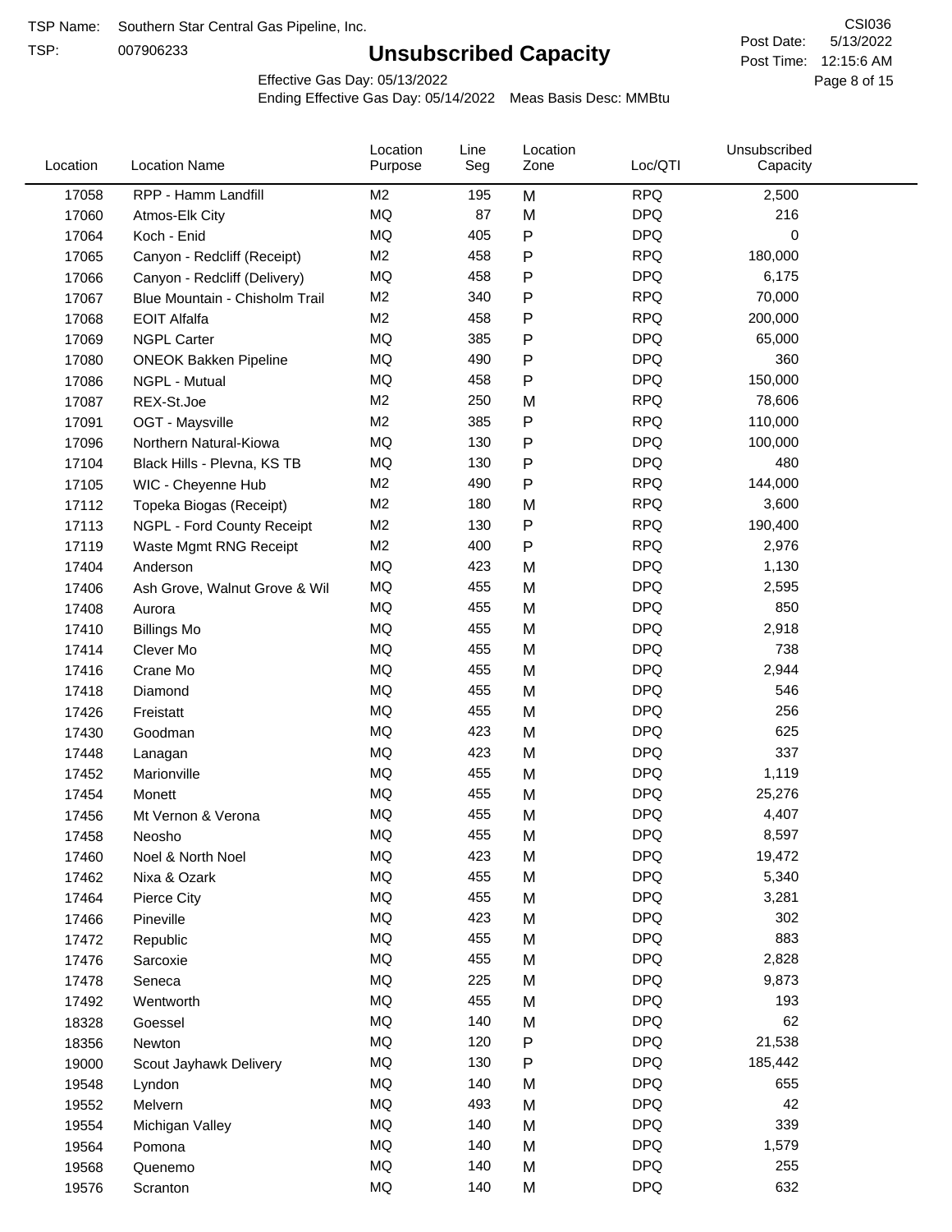TSP Name: Southern Star Central Gas Pipeline, Inc.

TSP: 007906233

# Unsubscribed Capacity

CSI036

Post Date: 5/13/2022

Post Time: 12:15:6 AM

Effective Gas Day: 05/13/2022

Ending Effective Gas Day: 05/14/2022 Meas Basis Desc: MMBtu

| Location | Location Name | Location Purpose | Line Seg | Location Zone | Loc/QTI | Unsubscribed Capacity |
|---|---|---|---|---|---|---|
| 17058 | RPP - Hamm Landfill | M2 | 195 | M | RPQ | 2,500 |
| 17060 | Atmos-Elk City | MQ | 87 | M | DPQ | 216 |
| 17064 | Koch - Enid | MQ | 405 | P | DPQ | 0 |
| 17065 | Canyon - Redcliff (Receipt) | M2 | 458 | P | RPQ | 180,000 |
| 17066 | Canyon - Redcliff (Delivery) | MQ | 458 | P | DPQ | 6,175 |
| 17067 | Blue Mountain - Chisholm Trail | M2 | 340 | P | RPQ | 70,000 |
| 17068 | EOIT Alfalfa | M2 | 458 | P | RPQ | 200,000 |
| 17069 | NGPL Carter | MQ | 385 | P | DPQ | 65,000 |
| 17080 | ONEOK Bakken Pipeline | MQ | 490 | P | DPQ | 360 |
| 17086 | NGPL - Mutual | MQ | 458 | P | DPQ | 150,000 |
| 17087 | REX-St.Joe | M2 | 250 | M | RPQ | 78,606 |
| 17091 | OGT - Maysville | M2 | 385 | P | RPQ | 110,000 |
| 17096 | Northern Natural-Kiowa | MQ | 130 | P | DPQ | 100,000 |
| 17104 | Black Hills - Plevna, KS TB | MQ | 130 | P | DPQ | 480 |
| 17105 | WIC - Cheyenne Hub | M2 | 490 | P | RPQ | 144,000 |
| 17112 | Topeka Biogas (Receipt) | M2 | 180 | M | RPQ | 3,600 |
| 17113 | NGPL - Ford County Receipt | M2 | 130 | P | RPQ | 190,400 |
| 17119 | Waste Mgmt RNG Receipt | M2 | 400 | P | RPQ | 2,976 |
| 17404 | Anderson | MQ | 423 | M | DPQ | 1,130 |
| 17406 | Ash Grove, Walnut Grove & Wil | MQ | 455 | M | DPQ | 2,595 |
| 17408 | Aurora | MQ | 455 | M | DPQ | 850 |
| 17410 | Billings Mo | MQ | 455 | M | DPQ | 2,918 |
| 17414 | Clever Mo | MQ | 455 | M | DPQ | 738 |
| 17416 | Crane Mo | MQ | 455 | M | DPQ | 2,944 |
| 17418 | Diamond | MQ | 455 | M | DPQ | 546 |
| 17426 | Freistatt | MQ | 455 | M | DPQ | 256 |
| 17430 | Goodman | MQ | 423 | M | DPQ | 625 |
| 17448 | Lanagan | MQ | 423 | M | DPQ | 337 |
| 17452 | Marionville | MQ | 455 | M | DPQ | 1,119 |
| 17454 | Monett | MQ | 455 | M | DPQ | 25,276 |
| 17456 | Mt Vernon & Verona | MQ | 455 | M | DPQ | 4,407 |
| 17458 | Neosho | MQ | 455 | M | DPQ | 8,597 |
| 17460 | Noel & North Noel | MQ | 423 | M | DPQ | 19,472 |
| 17462 | Nixa & Ozark | MQ | 455 | M | DPQ | 5,340 |
| 17464 | Pierce City | MQ | 455 | M | DPQ | 3,281 |
| 17466 | Pineville | MQ | 423 | M | DPQ | 302 |
| 17472 | Republic | MQ | 455 | M | DPQ | 883 |
| 17476 | Sarcoxie | MQ | 455 | M | DPQ | 2,828 |
| 17478 | Seneca | MQ | 225 | M | DPQ | 9,873 |
| 17492 | Wentworth | MQ | 455 | M | DPQ | 193 |
| 18328 | Goessel | MQ | 140 | M | DPQ | 62 |
| 18356 | Newton | MQ | 120 | P | DPQ | 21,538 |
| 19000 | Scout Jayhawk Delivery | MQ | 130 | P | DPQ | 185,442 |
| 19548 | Lyndon | MQ | 140 | M | DPQ | 655 |
| 19552 | Melvern | MQ | 493 | M | DPQ | 42 |
| 19554 | Michigan Valley | MQ | 140 | M | DPQ | 339 |
| 19564 | Pomona | MQ | 140 | M | DPQ | 1,579 |
| 19568 | Quenemo | MQ | 140 | M | DPQ | 255 |
| 19576 | Scranton | MQ | 140 | M | DPQ | 632 |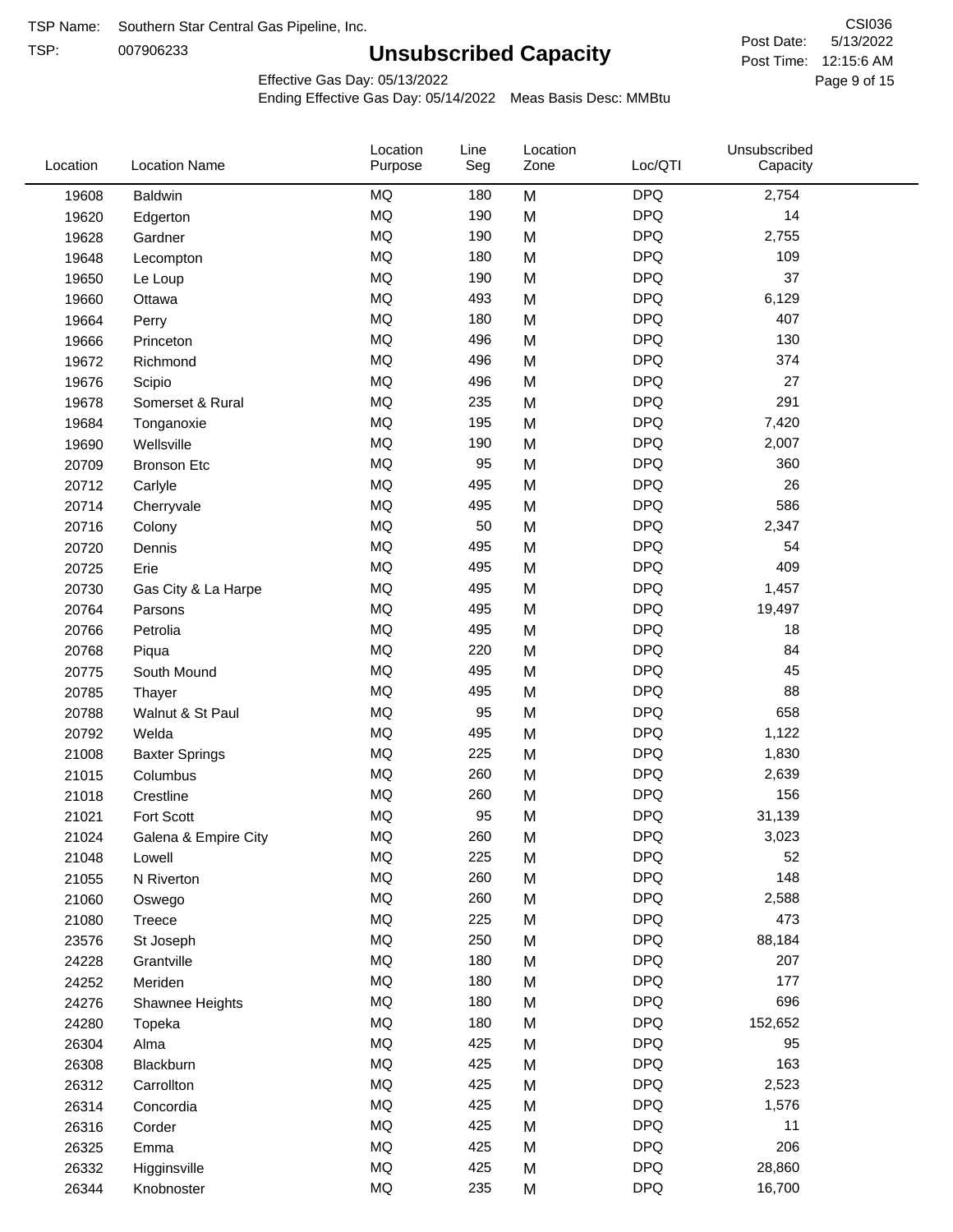TSP Name: Southern Star Central Gas Pipeline, Inc.
TSP: 007906233

# Unsubscribed Capacity

CSI036
Post Date: 5/13/2022
Post Time: 12:15:6 AM

Effective Gas Day: 05/13/2022
Ending Effective Gas Day: 05/14/2022 Meas Basis Desc: MMBtu

| Location | Location Name | Location Purpose | Line Seg | Location Zone | Loc/QTI | Unsubscribed Capacity |
|---|---|---|---|---|---|---|
| 19608 | Baldwin | MQ | 180 | M | DPQ | 2,754 |
| 19620 | Edgerton | MQ | 190 | M | DPQ | 14 |
| 19628 | Gardner | MQ | 190 | M | DPQ | 2,755 |
| 19648 | Lecompton | MQ | 180 | M | DPQ | 109 |
| 19650 | Le Loup | MQ | 190 | M | DPQ | 37 |
| 19660 | Ottawa | MQ | 493 | M | DPQ | 6,129 |
| 19664 | Perry | MQ | 180 | M | DPQ | 407 |
| 19666 | Princeton | MQ | 496 | M | DPQ | 130 |
| 19672 | Richmond | MQ | 496 | M | DPQ | 374 |
| 19676 | Scipio | MQ | 496 | M | DPQ | 27 |
| 19678 | Somerset & Rural | MQ | 235 | M | DPQ | 291 |
| 19684 | Tonganoxie | MQ | 195 | M | DPQ | 7,420 |
| 19690 | Wellsville | MQ | 190 | M | DPQ | 2,007 |
| 20709 | Bronson Etc | MQ | 95 | M | DPQ | 360 |
| 20712 | Carlyle | MQ | 495 | M | DPQ | 26 |
| 20714 | Cherryvale | MQ | 495 | M | DPQ | 586 |
| 20716 | Colony | MQ | 50 | M | DPQ | 2,347 |
| 20720 | Dennis | MQ | 495 | M | DPQ | 54 |
| 20725 | Erie | MQ | 495 | M | DPQ | 409 |
| 20730 | Gas City & La Harpe | MQ | 495 | M | DPQ | 1,457 |
| 20764 | Parsons | MQ | 495 | M | DPQ | 19,497 |
| 20766 | Petrolia | MQ | 495 | M | DPQ | 18 |
| 20768 | Piqua | MQ | 220 | M | DPQ | 84 |
| 20775 | South Mound | MQ | 495 | M | DPQ | 45 |
| 20785 | Thayer | MQ | 495 | M | DPQ | 88 |
| 20788 | Walnut & St Paul | MQ | 95 | M | DPQ | 658 |
| 20792 | Welda | MQ | 495 | M | DPQ | 1,122 |
| 21008 | Baxter Springs | MQ | 225 | M | DPQ | 1,830 |
| 21015 | Columbus | MQ | 260 | M | DPQ | 2,639 |
| 21018 | Crestline | MQ | 260 | M | DPQ | 156 |
| 21021 | Fort Scott | MQ | 95 | M | DPQ | 31,139 |
| 21024 | Galena & Empire City | MQ | 260 | M | DPQ | 3,023 |
| 21048 | Lowell | MQ | 225 | M | DPQ | 52 |
| 21055 | N Riverton | MQ | 260 | M | DPQ | 148 |
| 21060 | Oswego | MQ | 260 | M | DPQ | 2,588 |
| 21080 | Treece | MQ | 225 | M | DPQ | 473 |
| 23576 | St Joseph | MQ | 250 | M | DPQ | 88,184 |
| 24228 | Grantville | MQ | 180 | M | DPQ | 207 |
| 24252 | Meriden | MQ | 180 | M | DPQ | 177 |
| 24276 | Shawnee Heights | MQ | 180 | M | DPQ | 696 |
| 24280 | Topeka | MQ | 180 | M | DPQ | 152,652 |
| 26304 | Alma | MQ | 425 | M | DPQ | 95 |
| 26308 | Blackburn | MQ | 425 | M | DPQ | 163 |
| 26312 | Carrollton | MQ | 425 | M | DPQ | 2,523 |
| 26314 | Concordia | MQ | 425 | M | DPQ | 1,576 |
| 26316 | Corder | MQ | 425 | M | DPQ | 11 |
| 26325 | Emma | MQ | 425 | M | DPQ | 206 |
| 26332 | Higginsville | MQ | 425 | M | DPQ | 28,860 |
| 26344 | Knobnoster | MQ | 235 | M | DPQ | 16,700 |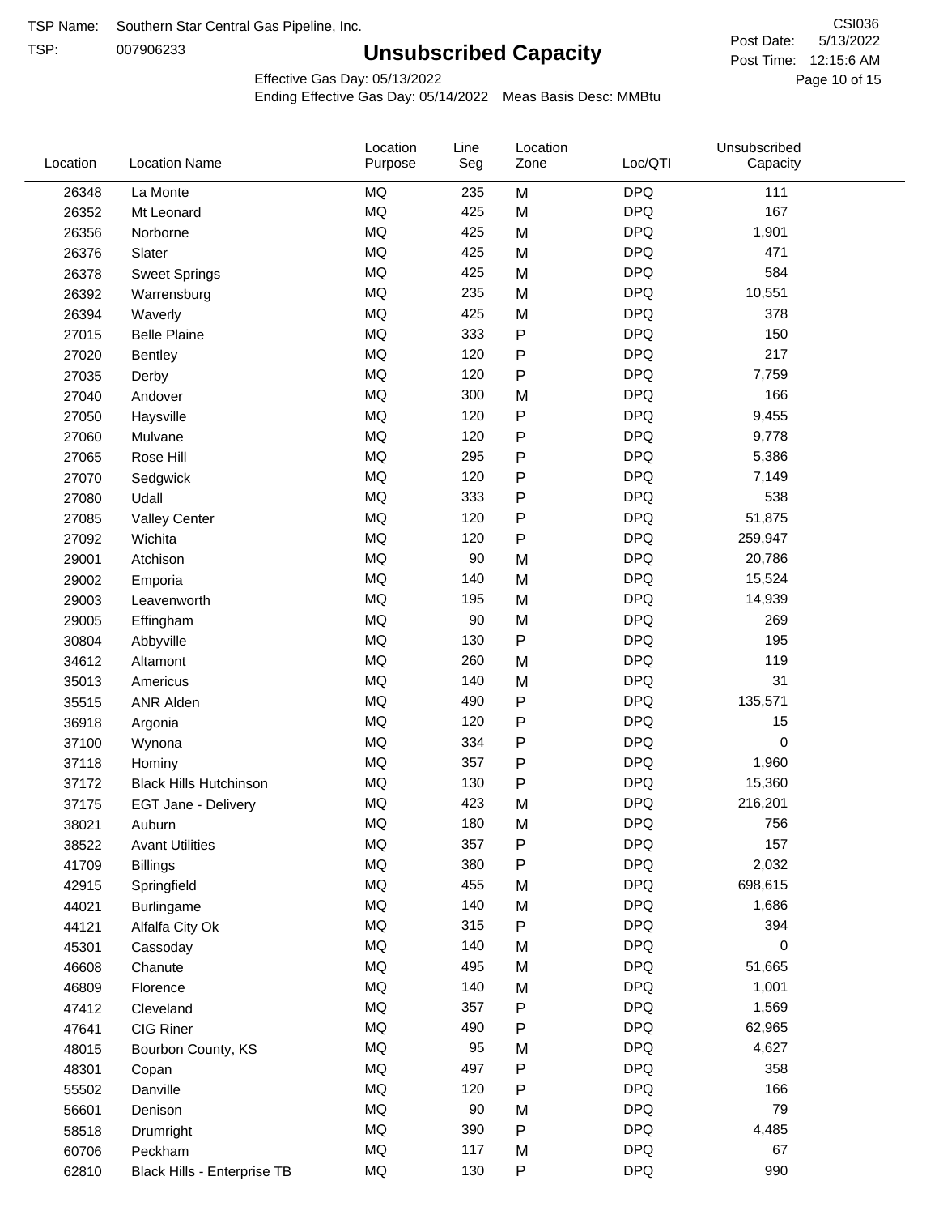TSP Name: Southern Star Central Gas Pipeline, Inc.

TSP: 007906233

# Unsubscribed Capacity

CSI036

Post Date: 5/13/2022

Post Time: 12:15:6 AM

Effective Gas Day: 05/13/2022

Ending Effective Gas Day: 05/14/2022 Meas Basis Desc: MMBtu

| Location | Location Name | Location Purpose | Line Seg | Location Zone | Loc/QTI | Unsubscribed Capacity |
|---|---|---|---|---|---|---|
| 26348 | La Monte | MQ | 235 | M | DPQ | 111 |
| 26352 | Mt Leonard | MQ | 425 | M | DPQ | 167 |
| 26356 | Norborne | MQ | 425 | M | DPQ | 1,901 |
| 26376 | Slater | MQ | 425 | M | DPQ | 471 |
| 26378 | Sweet Springs | MQ | 425 | M | DPQ | 584 |
| 26392 | Warrensburg | MQ | 235 | M | DPQ | 10,551 |
| 26394 | Waverly | MQ | 425 | M | DPQ | 378 |
| 27015 | Belle Plaine | MQ | 333 | P | DPQ | 150 |
| 27020 | Bentley | MQ | 120 | P | DPQ | 217 |
| 27035 | Derby | MQ | 120 | P | DPQ | 7,759 |
| 27040 | Andover | MQ | 300 | M | DPQ | 166 |
| 27050 | Haysville | MQ | 120 | P | DPQ | 9,455 |
| 27060 | Mulvane | MQ | 120 | P | DPQ | 9,778 |
| 27065 | Rose Hill | MQ | 295 | P | DPQ | 5,386 |
| 27070 | Sedgwick | MQ | 120 | P | DPQ | 7,149 |
| 27080 | Udall | MQ | 333 | P | DPQ | 538 |
| 27085 | Valley Center | MQ | 120 | P | DPQ | 51,875 |
| 27092 | Wichita | MQ | 120 | P | DPQ | 259,947 |
| 29001 | Atchison | MQ | 90 | M | DPQ | 20,786 |
| 29002 | Emporia | MQ | 140 | M | DPQ | 15,524 |
| 29003 | Leavenworth | MQ | 195 | M | DPQ | 14,939 |
| 29005 | Effingham | MQ | 90 | M | DPQ | 269 |
| 30804 | Abbyville | MQ | 130 | P | DPQ | 195 |
| 34612 | Altamont | MQ | 260 | M | DPQ | 119 |
| 35013 | Americus | MQ | 140 | M | DPQ | 31 |
| 35515 | ANR Alden | MQ | 490 | P | DPQ | 135,571 |
| 36918 | Argonia | MQ | 120 | P | DPQ | 15 |
| 37100 | Wynona | MQ | 334 | P | DPQ | 0 |
| 37118 | Hominy | MQ | 357 | P | DPQ | 1,960 |
| 37172 | Black Hills Hutchinson | MQ | 130 | P | DPQ | 15,360 |
| 37175 | EGT Jane - Delivery | MQ | 423 | M | DPQ | 216,201 |
| 38021 | Auburn | MQ | 180 | M | DPQ | 756 |
| 38522 | Avant Utilities | MQ | 357 | P | DPQ | 157 |
| 41709 | Billings | MQ | 380 | P | DPQ | 2,032 |
| 42915 | Springfield | MQ | 455 | M | DPQ | 698,615 |
| 44021 | Burlingame | MQ | 140 | M | DPQ | 1,686 |
| 44121 | Alfalfa City Ok | MQ | 315 | P | DPQ | 394 |
| 45301 | Cassoday | MQ | 140 | M | DPQ | 0 |
| 46608 | Chanute | MQ | 495 | M | DPQ | 51,665 |
| 46809 | Florence | MQ | 140 | M | DPQ | 1,001 |
| 47412 | Cleveland | MQ | 357 | P | DPQ | 1,569 |
| 47641 | CIG Riner | MQ | 490 | P | DPQ | 62,965 |
| 48015 | Bourbon County, KS | MQ | 95 | M | DPQ | 4,627 |
| 48301 | Copan | MQ | 497 | P | DPQ | 358 |
| 55502 | Danville | MQ | 120 | P | DPQ | 166 |
| 56601 | Denison | MQ | 90 | M | DPQ | 79 |
| 58518 | Drumright | MQ | 390 | P | DPQ | 4,485 |
| 60706 | Peckham | MQ | 117 | M | DPQ | 67 |
| 62810 | Black Hills - Enterprise TB | MQ | 130 | P | DPQ | 990 |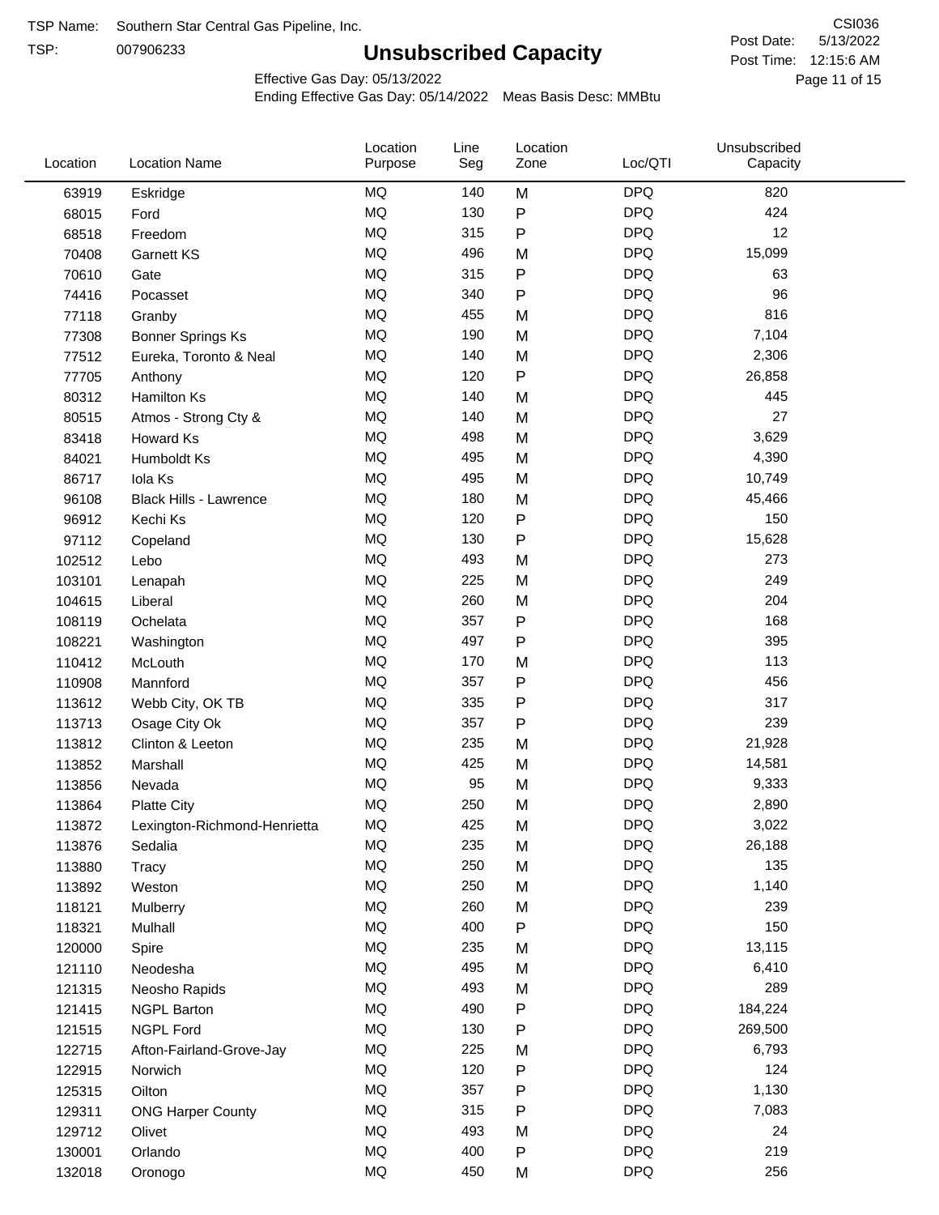TSP Name: Southern Star Central Gas Pipeline, Inc.

TSP: 007906233

# Unsubscribed Capacity

CSI036

Post Date: 5/13/2022

Post Time: 12:15:6 AM

Effective Gas Day: 05/13/2022

Ending Effective Gas Day: 05/14/2022 Meas Basis Desc: MMBtu

| Location | Location Name | Location Purpose | Line Seg | Location Zone | Loc/QTI | Unsubscribed Capacity |
|---|---|---|---|---|---|---|
| 63919 | Eskridge | MQ | 140 | M | DPQ | 820 |
| 68015 | Ford | MQ | 130 | P | DPQ | 424 |
| 68518 | Freedom | MQ | 315 | P | DPQ | 12 |
| 70408 | Garnett KS | MQ | 496 | M | DPQ | 15,099 |
| 70610 | Gate | MQ | 315 | P | DPQ | 63 |
| 74416 | Pocasset | MQ | 340 | P | DPQ | 96 |
| 77118 | Granby | MQ | 455 | M | DPQ | 816 |
| 77308 | Bonner Springs Ks | MQ | 190 | M | DPQ | 7,104 |
| 77512 | Eureka, Toronto & Neal | MQ | 140 | M | DPQ | 2,306 |
| 77705 | Anthony | MQ | 120 | P | DPQ | 26,858 |
| 80312 | Hamilton Ks | MQ | 140 | M | DPQ | 445 |
| 80515 | Atmos - Strong Cty & | MQ | 140 | M | DPQ | 27 |
| 83418 | Howard Ks | MQ | 498 | M | DPQ | 3,629 |
| 84021 | Humboldt Ks | MQ | 495 | M | DPQ | 4,390 |
| 86717 | Iola Ks | MQ | 495 | M | DPQ | 10,749 |
| 96108 | Black Hills - Lawrence | MQ | 180 | M | DPQ | 45,466 |
| 96912 | Kechi Ks | MQ | 120 | P | DPQ | 150 |
| 97112 | Copeland | MQ | 130 | P | DPQ | 15,628 |
| 102512 | Lebo | MQ | 493 | M | DPQ | 273 |
| 103101 | Lenapah | MQ | 225 | M | DPQ | 249 |
| 104615 | Liberal | MQ | 260 | M | DPQ | 204 |
| 108119 | Ochelata | MQ | 357 | P | DPQ | 168 |
| 108221 | Washington | MQ | 497 | P | DPQ | 395 |
| 110412 | McLouth | MQ | 170 | M | DPQ | 113 |
| 110908 | Mannford | MQ | 357 | P | DPQ | 456 |
| 113612 | Webb City, OK TB | MQ | 335 | P | DPQ | 317 |
| 113713 | Osage City Ok | MQ | 357 | P | DPQ | 239 |
| 113812 | Clinton & Leeton | MQ | 235 | M | DPQ | 21,928 |
| 113852 | Marshall | MQ | 425 | M | DPQ | 14,581 |
| 113856 | Nevada | MQ | 95 | M | DPQ | 9,333 |
| 113864 | Platte City | MQ | 250 | M | DPQ | 2,890 |
| 113872 | Lexington-Richmond-Henrietta | MQ | 425 | M | DPQ | 3,022 |
| 113876 | Sedalia | MQ | 235 | M | DPQ | 26,188 |
| 113880 | Tracy | MQ | 250 | M | DPQ | 135 |
| 113892 | Weston | MQ | 250 | M | DPQ | 1,140 |
| 118121 | Mulberry | MQ | 260 | M | DPQ | 239 |
| 118321 | Mulhall | MQ | 400 | P | DPQ | 150 |
| 120000 | Spire | MQ | 235 | M | DPQ | 13,115 |
| 121110 | Neodesha | MQ | 495 | M | DPQ | 6,410 |
| 121315 | Neosho Rapids | MQ | 493 | M | DPQ | 289 |
| 121415 | NGPL Barton | MQ | 490 | P | DPQ | 184,224 |
| 121515 | NGPL Ford | MQ | 130 | P | DPQ | 269,500 |
| 122715 | Afton-Fairland-Grove-Jay | MQ | 225 | M | DPQ | 6,793 |
| 122915 | Norwich | MQ | 120 | P | DPQ | 124 |
| 125315 | Oilton | MQ | 357 | P | DPQ | 1,130 |
| 129311 | ONG Harper County | MQ | 315 | P | DPQ | 7,083 |
| 129712 | Olivet | MQ | 493 | M | DPQ | 24 |
| 130001 | Orlando | MQ | 400 | P | DPQ | 219 |
| 132018 | Oronogo | MQ | 450 | M | DPQ | 256 |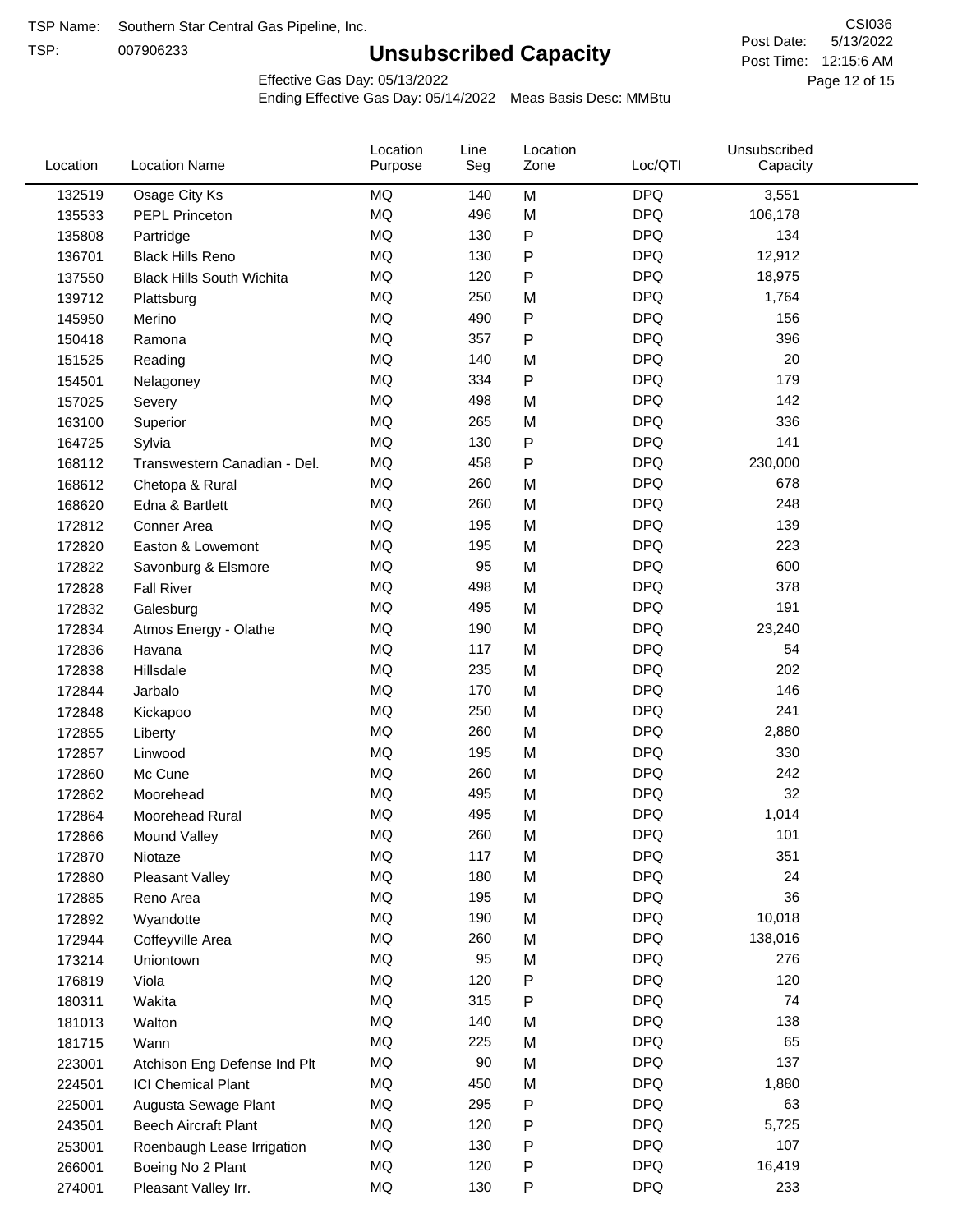TSP Name: Southern Star Central Gas Pipeline, Inc.

TSP: 007906233

# Unsubscribed Capacity

CSI036

Post Date: 5/13/2022

Post Time: 12:15:6 AM

Effective Gas Day: 05/13/2022

Ending Effective Gas Day: 05/14/2022 Meas Basis Desc: MMBtu

| Location | Location Name | Location Purpose | Line Seg | Location Zone | Loc/QTI | Unsubscribed Capacity |
|---|---|---|---|---|---|---|
| 132519 | Osage City Ks | MQ | 140 | M | DPQ | 3,551 |
| 135533 | PEPL Princeton | MQ | 496 | M | DPQ | 106,178 |
| 135808 | Partridge | MQ | 130 | P | DPQ | 134 |
| 136701 | Black Hills Reno | MQ | 130 | P | DPQ | 12,912 |
| 137550 | Black Hills South Wichita | MQ | 120 | P | DPQ | 18,975 |
| 139712 | Plattsburg | MQ | 250 | M | DPQ | 1,764 |
| 145950 | Merino | MQ | 490 | P | DPQ | 156 |
| 150418 | Ramona | MQ | 357 | P | DPQ | 396 |
| 151525 | Reading | MQ | 140 | M | DPQ | 20 |
| 154501 | Nelagoney | MQ | 334 | P | DPQ | 179 |
| 157025 | Severy | MQ | 498 | M | DPQ | 142 |
| 163100 | Superior | MQ | 265 | M | DPQ | 336 |
| 164725 | Sylvia | MQ | 130 | P | DPQ | 141 |
| 168112 | Transwestern Canadian - Del. | MQ | 458 | P | DPQ | 230,000 |
| 168612 | Chetopa & Rural | MQ | 260 | M | DPQ | 678 |
| 168620 | Edna & Bartlett | MQ | 260 | M | DPQ | 248 |
| 172812 | Conner Area | MQ | 195 | M | DPQ | 139 |
| 172820 | Easton & Lowemont | MQ | 195 | M | DPQ | 223 |
| 172822 | Savonburg & Elsmore | MQ | 95 | M | DPQ | 600 |
| 172828 | Fall River | MQ | 498 | M | DPQ | 378 |
| 172832 | Galesburg | MQ | 495 | M | DPQ | 191 |
| 172834 | Atmos Energy - Olathe | MQ | 190 | M | DPQ | 23,240 |
| 172836 | Havana | MQ | 117 | M | DPQ | 54 |
| 172838 | Hillsdale | MQ | 235 | M | DPQ | 202 |
| 172844 | Jarbalo | MQ | 170 | M | DPQ | 146 |
| 172848 | Kickapoo | MQ | 250 | M | DPQ | 241 |
| 172855 | Liberty | MQ | 260 | M | DPQ | 2,880 |
| 172857 | Linwood | MQ | 195 | M | DPQ | 330 |
| 172860 | Mc Cune | MQ | 260 | M | DPQ | 242 |
| 172862 | Moorehead | MQ | 495 | M | DPQ | 32 |
| 172864 | Moorehead Rural | MQ | 495 | M | DPQ | 1,014 |
| 172866 | Mound Valley | MQ | 260 | M | DPQ | 101 |
| 172870 | Niotaze | MQ | 117 | M | DPQ | 351 |
| 172880 | Pleasant Valley | MQ | 180 | M | DPQ | 24 |
| 172885 | Reno Area | MQ | 195 | M | DPQ | 36 |
| 172892 | Wyandotte | MQ | 190 | M | DPQ | 10,018 |
| 172944 | Coffeyville Area | MQ | 260 | M | DPQ | 138,016 |
| 173214 | Uniontown | MQ | 95 | M | DPQ | 276 |
| 176819 | Viola | MQ | 120 | P | DPQ | 120 |
| 180311 | Wakita | MQ | 315 | P | DPQ | 74 |
| 181013 | Walton | MQ | 140 | M | DPQ | 138 |
| 181715 | Wann | MQ | 225 | M | DPQ | 65 |
| 223001 | Atchison Eng Defense Ind Plt | MQ | 90 | M | DPQ | 137 |
| 224501 | ICI Chemical Plant | MQ | 450 | M | DPQ | 1,880 |
| 225001 | Augusta Sewage Plant | MQ | 295 | P | DPQ | 63 |
| 243501 | Beech Aircraft Plant | MQ | 120 | P | DPQ | 5,725 |
| 253001 | Roenbaugh Lease Irrigation | MQ | 130 | P | DPQ | 107 |
| 266001 | Boeing No 2 Plant | MQ | 120 | P | DPQ | 16,419 |
| 274001 | Pleasant Valley Irr. | MQ | 130 | P | DPQ | 233 |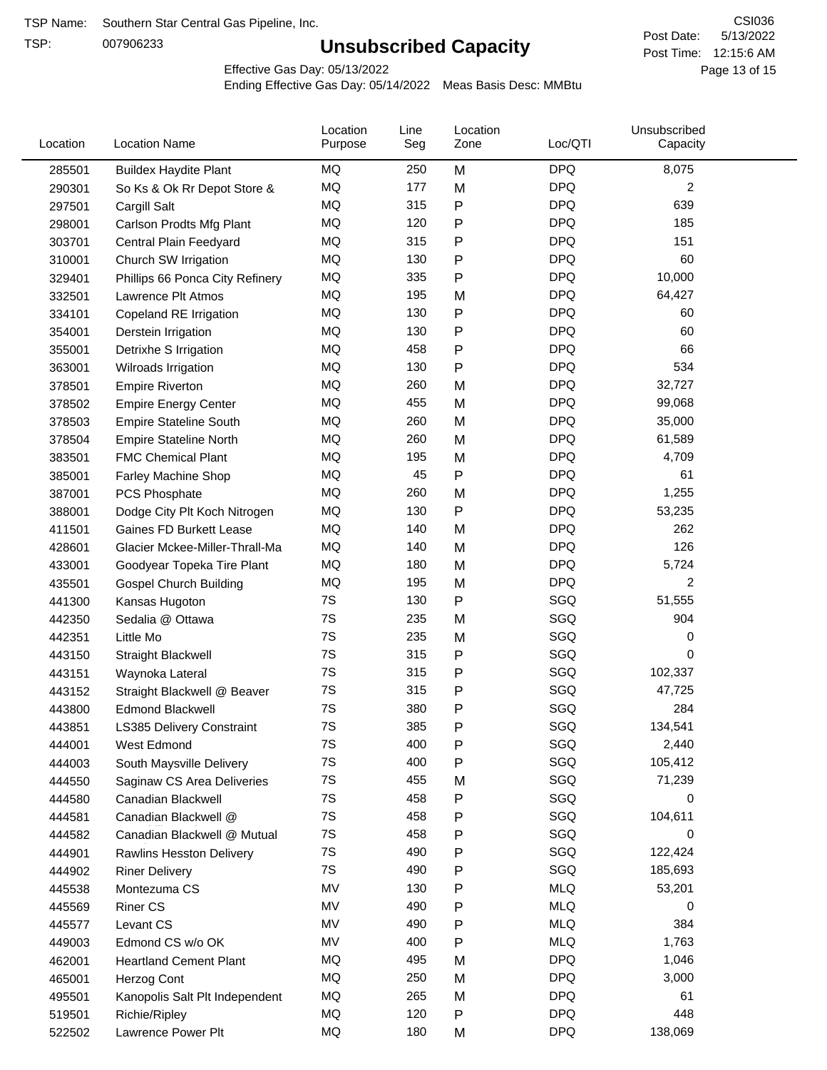TSP Name: Southern Star Central Gas Pipeline, Inc.

TSP: 007906233

# Unsubscribed Capacity

CSI036

Post Date: 5/13/2022

Post Time: 12:15:6 AM

Effective Gas Day: 05/13/2022

Ending Effective Gas Day: 05/14/2022 Meas Basis Desc: MMBtu

| Location | Location Name | Location Purpose | Line Seg | Location Zone | Loc/QTI | Unsubscribed Capacity |
|---|---|---|---|---|---|---|
| 285501 | Buildex Haydite Plant | MQ | 250 | M | DPQ | 8,075 |
| 290301 | So Ks & Ok Rr Depot Store & | MQ | 177 | M | DPQ | 2 |
| 297501 | Cargill Salt | MQ | 315 | P | DPQ | 639 |
| 298001 | Carlson Prodts Mfg Plant | MQ | 120 | P | DPQ | 185 |
| 303701 | Central Plain Feedyard | MQ | 315 | P | DPQ | 151 |
| 310001 | Church SW Irrigation | MQ | 130 | P | DPQ | 60 |
| 329401 | Phillips 66 Ponca City Refinery | MQ | 335 | P | DPQ | 10,000 |
| 332501 | Lawrence Plt Atmos | MQ | 195 | M | DPQ | 64,427 |
| 334101 | Copeland RE Irrigation | MQ | 130 | P | DPQ | 60 |
| 354001 | Derstein Irrigation | MQ | 130 | P | DPQ | 60 |
| 355001 | Detrixhe S Irrigation | MQ | 458 | P | DPQ | 66 |
| 363001 | Wilroads Irrigation | MQ | 130 | P | DPQ | 534 |
| 378501 | Empire Riverton | MQ | 260 | M | DPQ | 32,727 |
| 378502 | Empire Energy Center | MQ | 455 | M | DPQ | 99,068 |
| 378503 | Empire Stateline South | MQ | 260 | M | DPQ | 35,000 |
| 378504 | Empire Stateline North | MQ | 260 | M | DPQ | 61,589 |
| 383501 | FMC Chemical Plant | MQ | 195 | M | DPQ | 4,709 |
| 385001 | Farley Machine Shop | MQ | 45 | P | DPQ | 61 |
| 387001 | PCS Phosphate | MQ | 260 | M | DPQ | 1,255 |
| 388001 | Dodge City Plt Koch Nitrogen | MQ | 130 | P | DPQ | 53,235 |
| 411501 | Gaines FD Burkett Lease | MQ | 140 | M | DPQ | 262 |
| 428601 | Glacier Mckee-Miller-Thrall-Ma | MQ | 140 | M | DPQ | 126 |
| 433001 | Goodyear Topeka Tire Plant | MQ | 180 | M | DPQ | 5,724 |
| 435501 | Gospel Church Building | MQ | 195 | M | DPQ | 2 |
| 441300 | Kansas Hugoton | 7S | 130 | P | SGQ | 51,555 |
| 442350 | Sedalia @ Ottawa | 7S | 235 | M | SGQ | 904 |
| 442351 | Little Mo | 7S | 235 | M | SGQ | 0 |
| 443150 | Straight Blackwell | 7S | 315 | P | SGQ | 0 |
| 443151 | Waynoka Lateral | 7S | 315 | P | SGQ | 102,337 |
| 443152 | Straight Blackwell @ Beaver | 7S | 315 | P | SGQ | 47,725 |
| 443800 | Edmond Blackwell | 7S | 380 | P | SGQ | 284 |
| 443851 | LS385 Delivery Constraint | 7S | 385 | P | SGQ | 134,541 |
| 444001 | West Edmond | 7S | 400 | P | SGQ | 2,440 |
| 444003 | South Maysville Delivery | 7S | 400 | P | SGQ | 105,412 |
| 444550 | Saginaw CS Area Deliveries | 7S | 455 | M | SGQ | 71,239 |
| 444580 | Canadian Blackwell | 7S | 458 | P | SGQ | 0 |
| 444581 | Canadian Blackwell @ | 7S | 458 | P | SGQ | 104,611 |
| 444582 | Canadian Blackwell @ Mutual | 7S | 458 | P | SGQ | 0 |
| 444901 | Rawlins Hesston Delivery | 7S | 490 | P | SGQ | 122,424 |
| 444902 | Riner Delivery | 7S | 490 | P | SGQ | 185,693 |
| 445538 | Montezuma CS | MV | 130 | P | MLQ | 53,201 |
| 445569 | Riner CS | MV | 490 | P | MLQ | 0 |
| 445577 | Levant CS | MV | 490 | P | MLQ | 384 |
| 449003 | Edmond CS w/o OK | MV | 400 | P | MLQ | 1,763 |
| 462001 | Heartland Cement Plant | MQ | 495 | M | DPQ | 1,046 |
| 465001 | Herzog Cont | MQ | 250 | M | DPQ | 3,000 |
| 495501 | Kanopolis Salt Plt Independent | MQ | 265 | M | DPQ | 61 |
| 519501 | Richie/Ripley | MQ | 120 | P | DPQ | 448 |
| 522502 | Lawrence Power Plt | MQ | 180 | M | DPQ | 138,069 |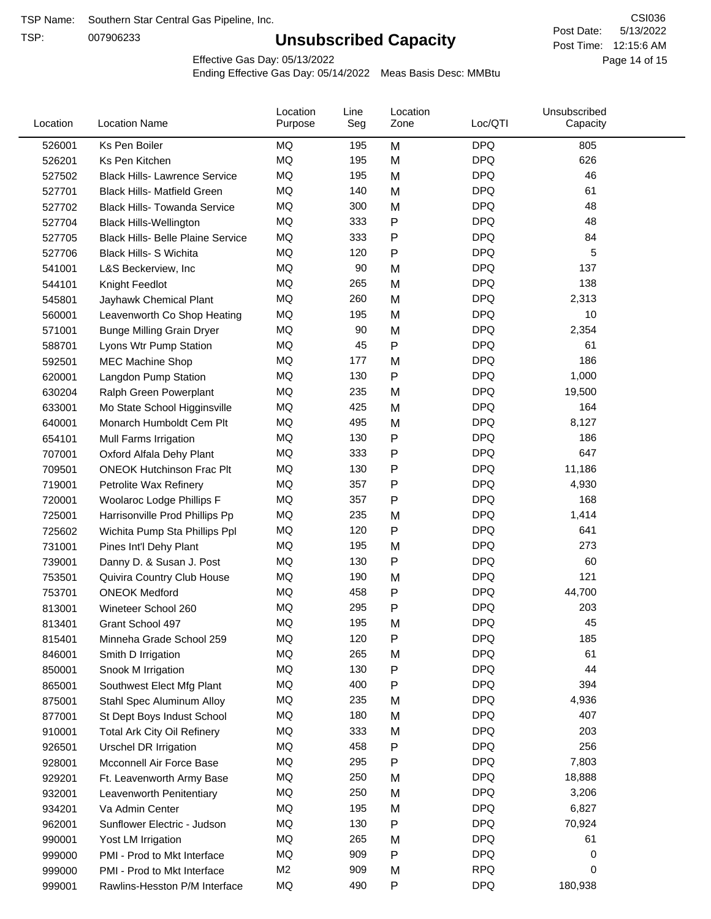TSP Name: Southern Star Central Gas Pipeline, Inc.

TSP: 007906233

# Unsubscribed Capacity

CSI036

Post Date: 5/13/2022

Post Time: 12:15:6 AM

Effective Gas Day: 05/13/2022

Ending Effective Gas Day: 05/14/2022 Meas Basis Desc: MMBtu

| Location | Location Name | Location Purpose | Line Seg | Location Zone | Loc/QTI | Unsubscribed Capacity |
|---|---|---|---|---|---|---|
| 526001 | Ks Pen Boiler | MQ | 195 | M | DPQ | 805 |
| 526201 | Ks Pen Kitchen | MQ | 195 | M | DPQ | 626 |
| 527502 | Black Hills- Lawrence Service | MQ | 195 | M | DPQ | 46 |
| 527701 | Black Hills- Matfield Green | MQ | 140 | M | DPQ | 61 |
| 527702 | Black Hills- Towanda Service | MQ | 300 | M | DPQ | 48 |
| 527704 | Black Hills-Wellington | MQ | 333 | P | DPQ | 48 |
| 527705 | Black Hills- Belle Plaine Service | MQ | 333 | P | DPQ | 84 |
| 527706 | Black Hills- S Wichita | MQ | 120 | P | DPQ | 5 |
| 541001 | L&S Beckerview, Inc | MQ | 90 | M | DPQ | 137 |
| 544101 | Knight Feedlot | MQ | 265 | M | DPQ | 138 |
| 545801 | Jayhawk Chemical Plant | MQ | 260 | M | DPQ | 2,313 |
| 560001 | Leavenworth Co Shop Heating | MQ | 195 | M | DPQ | 10 |
| 571001 | Bunge Milling Grain Dryer | MQ | 90 | M | DPQ | 2,354 |
| 588701 | Lyons Wtr Pump Station | MQ | 45 | P | DPQ | 61 |
| 592501 | MEC Machine Shop | MQ | 177 | M | DPQ | 186 |
| 620001 | Langdon Pump Station | MQ | 130 | P | DPQ | 1,000 |
| 630204 | Ralph Green Powerplant | MQ | 235 | M | DPQ | 19,500 |
| 633001 | Mo State School Higginsville | MQ | 425 | M | DPQ | 164 |
| 640001 | Monarch Humboldt Cem Plt | MQ | 495 | M | DPQ | 8,127 |
| 654101 | Mull Farms Irrigation | MQ | 130 | P | DPQ | 186 |
| 707001 | Oxford Alfala Dehy Plant | MQ | 333 | P | DPQ | 647 |
| 709501 | ONEOK Hutchinson Frac Plt | MQ | 130 | P | DPQ | 11,186 |
| 719001 | Petrolite Wax Refinery | MQ | 357 | P | DPQ | 4,930 |
| 720001 | Woolaroc Lodge Phillips F | MQ | 357 | P | DPQ | 168 |
| 725001 | Harrisonville Prod Phillips Pp | MQ | 235 | M | DPQ | 1,414 |
| 725602 | Wichita Pump Sta Phillips Ppl | MQ | 120 | P | DPQ | 641 |
| 731001 | Pines Int'l Dehy Plant | MQ | 195 | M | DPQ | 273 |
| 739001 | Danny D. & Susan J. Post | MQ | 130 | P | DPQ | 60 |
| 753501 | Quivira Country Club House | MQ | 190 | M | DPQ | 121 |
| 753701 | ONEOK Medford | MQ | 458 | P | DPQ | 44,700 |
| 813001 | Wineteer School 260 | MQ | 295 | P | DPQ | 203 |
| 813401 | Grant School 497 | MQ | 195 | M | DPQ | 45 |
| 815401 | Minneha Grade School 259 | MQ | 120 | P | DPQ | 185 |
| 846001 | Smith D Irrigation | MQ | 265 | M | DPQ | 61 |
| 850001 | Snook M Irrigation | MQ | 130 | P | DPQ | 44 |
| 865001 | Southwest Elect Mfg Plant | MQ | 400 | P | DPQ | 394 |
| 875001 | Stahl Spec Aluminum Alloy | MQ | 235 | M | DPQ | 4,936 |
| 877001 | St Dept Boys Indust School | MQ | 180 | M | DPQ | 407 |
| 910001 | Total Ark City Oil Refinery | MQ | 333 | M | DPQ | 203 |
| 926501 | Urschel DR Irrigation | MQ | 458 | P | DPQ | 256 |
| 928001 | Mcconnell Air Force Base | MQ | 295 | P | DPQ | 7,803 |
| 929201 | Ft. Leavenworth Army Base | MQ | 250 | M | DPQ | 18,888 |
| 932001 | Leavenworth Penitentiary | MQ | 250 | M | DPQ | 3,206 |
| 934201 | Va Admin Center | MQ | 195 | M | DPQ | 6,827 |
| 962001 | Sunflower Electric - Judson | MQ | 130 | P | DPQ | 70,924 |
| 990001 | Yost LM Irrigation | MQ | 265 | M | DPQ | 61 |
| 999000 | PMI - Prod to Mkt Interface | MQ | 909 | P | DPQ | 0 |
| 999000 | PMI - Prod to Mkt Interface | M2 | 909 | M | RPQ | 0 |
| 999001 | Rawlins-Hesston P/M Interface | MQ | 490 | P | DPQ | 180,938 |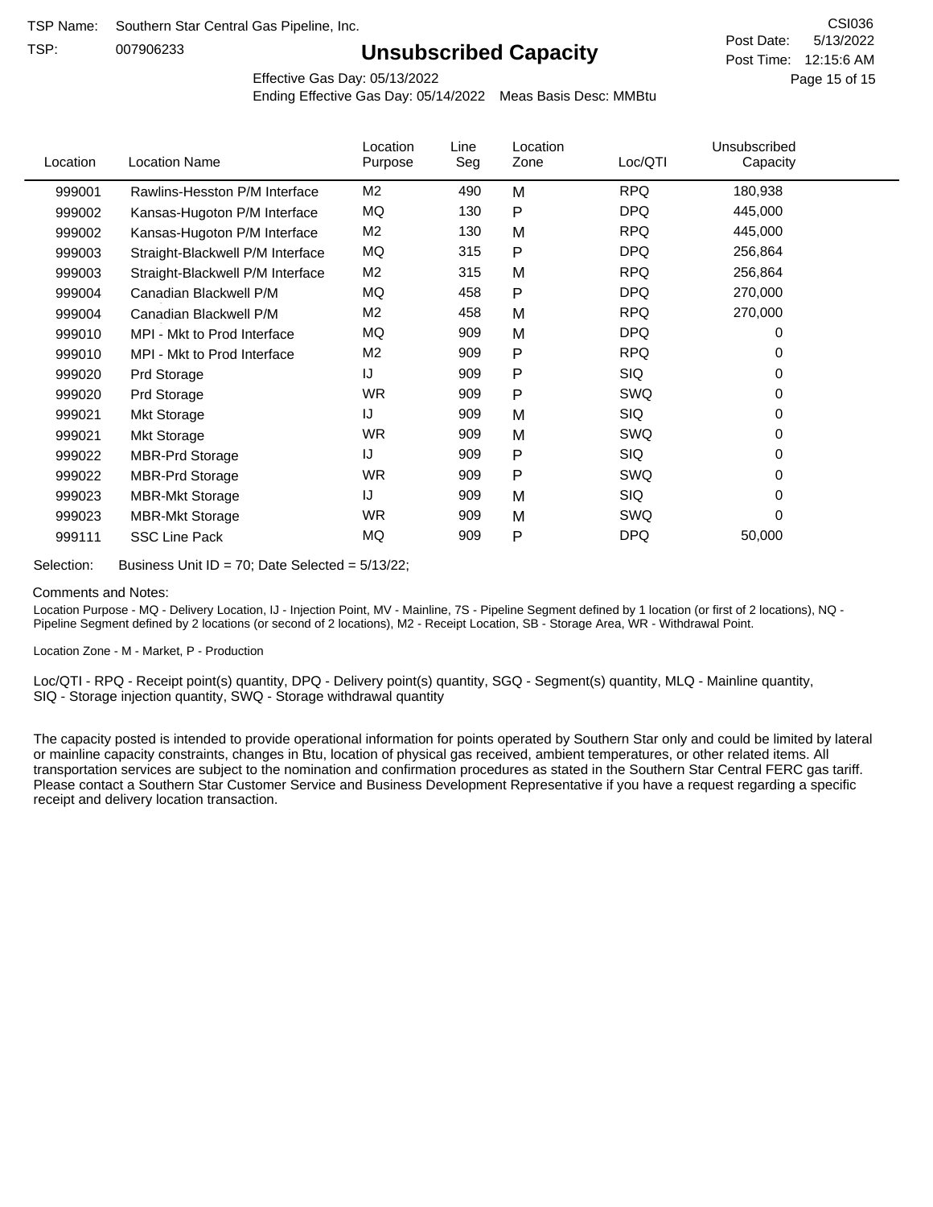TSP Name: Southern Star Central Gas Pipeline, Inc.

TSP: 007906233

# Unsubscribed Capacity

CSI036

Post Date: 5/13/2022

Post Time: 12:15:6 AM

Effective Gas Day: 05/13/2022

Ending Effective Gas Day: 05/14/2022 Meas Basis Desc: MMBtu

| Location | Location Name | Location Purpose | Line Seg | Location Zone | Loc/QTI | Unsubscribed Capacity |
|---|---|---|---|---|---|---|
| 999001 | Rawlins-Hesston P/M Interface | M2 | 490 | M | RPQ | 180,938 |
| 999002 | Kansas-Hugoton P/M Interface | MQ | 130 | P | DPQ | 445,000 |
| 999002 | Kansas-Hugoton P/M Interface | M2 | 130 | M | RPQ | 445,000 |
| 999003 | Straight-Blackwell P/M Interface | MQ | 315 | P | DPQ | 256,864 |
| 999003 | Straight-Blackwell P/M Interface | M2 | 315 | M | RPQ | 256,864 |
| 999004 | Canadian Blackwell P/M | MQ | 458 | P | DPQ | 270,000 |
| 999004 | Canadian Blackwell P/M | M2 | 458 | M | RPQ | 270,000 |
| 999010 | MPI - Mkt to Prod Interface | MQ | 909 | M | DPQ | 0 |
| 999010 | MPI - Mkt to Prod Interface | M2 | 909 | P | RPQ | 0 |
| 999020 | Prd Storage | IJ | 909 | P | SIQ | 0 |
| 999020 | Prd Storage | WR | 909 | P | SWQ | 0 |
| 999021 | Mkt Storage | IJ | 909 | M | SIQ | 0 |
| 999021 | Mkt Storage | WR | 909 | M | SWQ | 0 |
| 999022 | MBR-Prd Storage | IJ | 909 | P | SIQ | 0 |
| 999022 | MBR-Prd Storage | WR | 909 | P | SWQ | 0 |
| 999023 | MBR-Mkt Storage | IJ | 909 | M | SIQ | 0 |
| 999023 | MBR-Mkt Storage | WR | 909 | M | SWQ | 0 |
| 999111 | SSC Line Pack | MQ | 909 | P | DPQ | 50,000 |

Selection: Business Unit ID = 70; Date Selected = 5/13/22;

Comments and Notes:

Location Purpose - MQ - Delivery Location, IJ - Injection Point, MV - Mainline, 7S - Pipeline Segment defined by 1 location (or first of 2 locations), NQ - Pipeline Segment defined by 2 locations (or second of 2 locations), M2 - Receipt Location, SB - Storage Area, WR - Withdrawal Point.

Location Zone - M - Market, P - Production

Loc/QTI - RPQ - Receipt point(s) quantity, DPQ - Delivery point(s) quantity, SGQ - Segment(s) quantity, MLQ - Mainline quantity, SIQ - Storage injection quantity, SWQ - Storage withdrawal quantity

The capacity posted is intended to provide operational information for points operated by Southern Star only and could be limited by lateral or mainline capacity constraints, changes in Btu, location of physical gas received, ambient temperatures, or other related items. All transportation services are subject to the nomination and confirmation procedures as stated in the Southern Star Central FERC gas tariff. Please contact a Southern Star Customer Service and Business Development Representative if you have a request regarding a specific receipt and delivery location transaction.